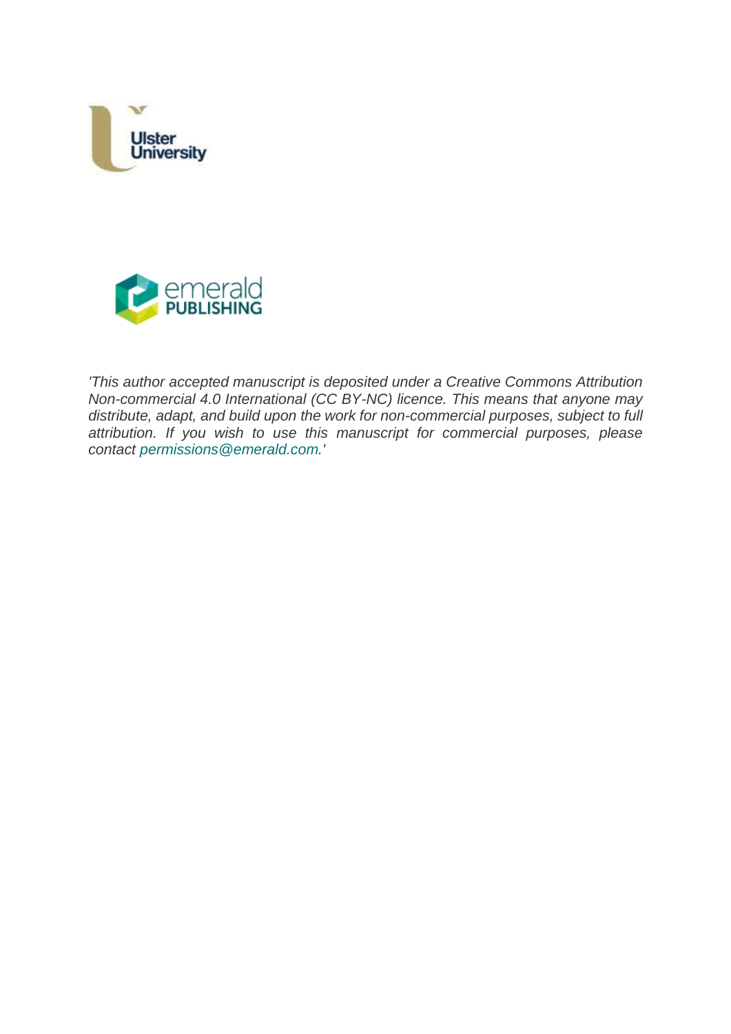*'This author accepted manuscript is deposited under a Creative Commons Attribution Non-commercial 4.0 International (CC BY-NC) licence. This means that anyone may distribute, adapt, and build upon the work for non-commercial purposes, subject to full attribution. If you wish to use this manuscript for commercial purposes, please contact permissions@emerald.com.'*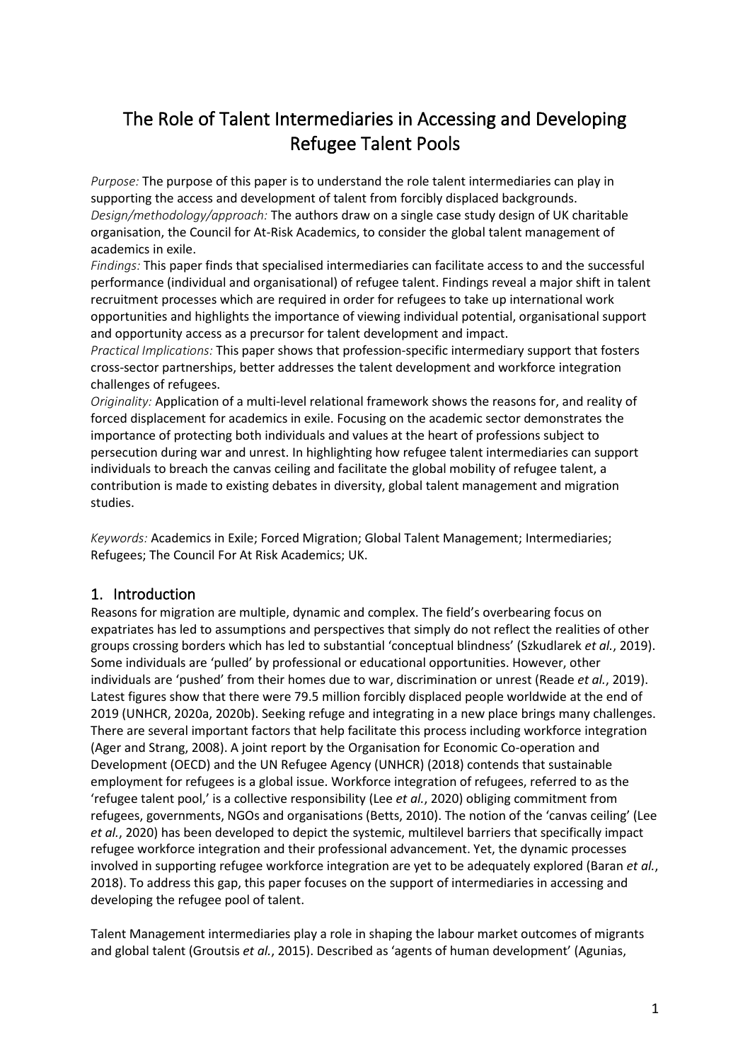# The Role of Talent Intermediaries in Accessing and Developing Refugee Talent Pools

*Purpose:* The purpose of this paper is to understand the role talent intermediaries can play in supporting the access and development of talent from forcibly displaced backgrounds.
*Design/methodology/approach:* The authors draw on a single case study design of UK charitable organisation, the Council for At-Risk Academics, to consider the global talent management of academics in exile.
*Findings:* This paper finds that specialised intermediaries can facilitate access to and the successful performance (individual and organisational) of refugee talent. Findings reveal a major shift in talent recruitment processes which are required in order for refugees to take up international work opportunities and highlights the importance of viewing individual potential, organisational support and opportunity access as a precursor for talent development and impact.
*Practical Implications:* This paper shows that profession-specific intermediary support that fosters cross-sector partnerships, better addresses the talent development and workforce integration challenges of refugees.
*Originality:* Application of a multi-level relational framework shows the reasons for, and reality of forced displacement for academics in exile. Focusing on the academic sector demonstrates the importance of protecting both individuals and values at the heart of professions subject to persecution during war and unrest. In highlighting how refugee talent intermediaries can support individuals to breach the canvas ceiling and facilitate the global mobility of refugee talent, a contribution is made to existing debates in diversity, global talent management and migration studies.

*Keywords:* Academics in Exile; Forced Migration; Global Talent Management; Intermediaries; Refugees; The Council For At Risk Academics; UK.

## 1. Introduction

Reasons for migration are multiple, dynamic and complex. The field's overbearing focus on expatriates has led to assumptions and perspectives that simply do not reflect the realities of other groups crossing borders which has led to substantial 'conceptual blindness' (Szkudlarek *et al.*, 2019). Some individuals are 'pulled' by professional or educational opportunities. However, other individuals are 'pushed' from their homes due to war, discrimination or unrest (Reade *et al.*, 2019). Latest figures show that there were 79.5 million forcibly displaced people worldwide at the end of 2019 (UNHCR, 2020a, 2020b). Seeking refuge and integrating in a new place brings many challenges. There are several important factors that help facilitate this process including workforce integration (Ager and Strang, 2008). A joint report by the Organisation for Economic Co-operation and Development (OECD) and the UN Refugee Agency (UNHCR) (2018) contends that sustainable employment for refugees is a global issue. Workforce integration of refugees, referred to as the 'refugee talent pool,' is a collective responsibility (Lee *et al.*, 2020) obliging commitment from refugees, governments, NGOs and organisations (Betts, 2010). The notion of the 'canvas ceiling' (Lee *et al.*, 2020) has been developed to depict the systemic, multilevel barriers that specifically impact refugee workforce integration and their professional advancement. Yet, the dynamic processes involved in supporting refugee workforce integration are yet to be adequately explored (Baran *et al.*, 2018). To address this gap, this paper focuses on the support of intermediaries in accessing and developing the refugee pool of talent.

Talent Management intermediaries play a role in shaping the labour market outcomes of migrants and global talent (Groutsis *et al.*, 2015). Described as 'agents of human development' (Agunias,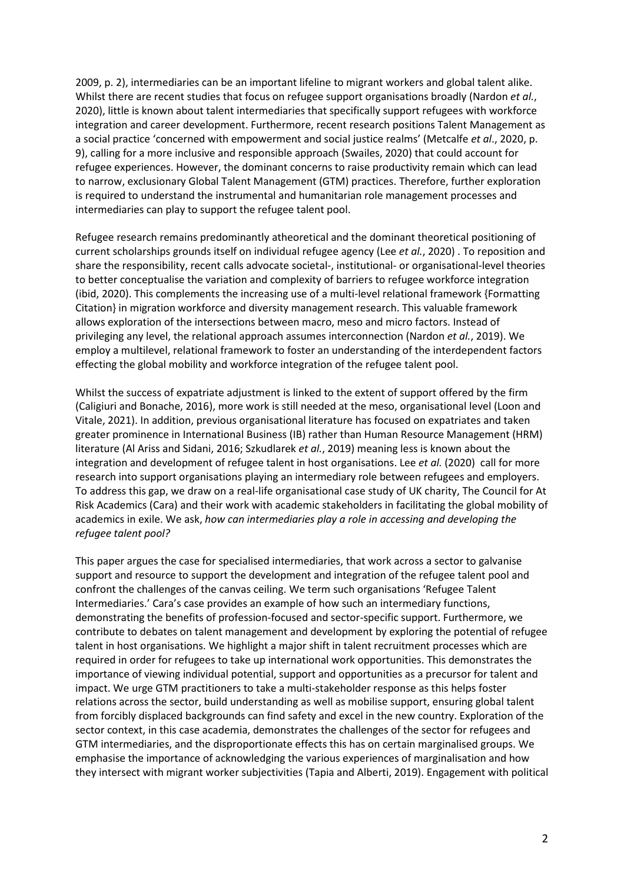2009, p. 2), intermediaries can be an important lifeline to migrant workers and global talent alike. Whilst there are recent studies that focus on refugee support organisations broadly (Nardon *et al.*, 2020), little is known about talent intermediaries that specifically support refugees with workforce integration and career development. Furthermore, recent research positions Talent Management as a social practice 'concerned with empowerment and social justice realms' (Metcalfe *et al*., 2020, p. 9), calling for a more inclusive and responsible approach (Swailes, 2020) that could account for refugee experiences. However, the dominant concerns to raise productivity remain which can lead to narrow, exclusionary Global Talent Management (GTM) practices. Therefore, further exploration is required to understand the instrumental and humanitarian role management processes and intermediaries can play to support the refugee talent pool.

Refugee research remains predominantly atheoretical and the dominant theoretical positioning of current scholarships grounds itself on individual refugee agency (Lee *et al.*, 2020) . To reposition and share the responsibility, recent calls advocate societal-, institutional- or organisational-level theories to better conceptualise the variation and complexity of barriers to refugee workforce integration (ibid, 2020). This complements the increasing use of a multi-level relational framework {Formatting Citation} in migration workforce and diversity management research. This valuable framework allows exploration of the intersections between macro, meso and micro factors. Instead of privileging any level, the relational approach assumes interconnection (Nardon *et al.*, 2019). We employ a multilevel, relational framework to foster an understanding of the interdependent factors effecting the global mobility and workforce integration of the refugee talent pool.

Whilst the success of expatriate adjustment is linked to the extent of support offered by the firm (Caligiuri and Bonache, 2016), more work is still needed at the meso, organisational level (Loon and Vitale, 2021). In addition, previous organisational literature has focused on expatriates and taken greater prominence in International Business (IB) rather than Human Resource Management (HRM) literature (Al Ariss and Sidani, 2016; Szkudlarek *et al.*, 2019) meaning less is known about the integration and development of refugee talent in host organisations. Lee *et al.* (2020) call for more research into support organisations playing an intermediary role between refugees and employers. To address this gap, we draw on a real-life organisational case study of UK charity, The Council for At Risk Academics (Cara) and their work with academic stakeholders in facilitating the global mobility of academics in exile. We ask, *how can intermediaries play a role in accessing and developing the refugee talent pool?*

This paper argues the case for specialised intermediaries, that work across a sector to galvanise support and resource to support the development and integration of the refugee talent pool and confront the challenges of the canvas ceiling. We term such organisations 'Refugee Talent Intermediaries.' Cara's case provides an example of how such an intermediary functions, demonstrating the benefits of profession-focused and sector-specific support. Furthermore, we contribute to debates on talent management and development by exploring the potential of refugee talent in host organisations. We highlight a major shift in talent recruitment processes which are required in order for refugees to take up international work opportunities. This demonstrates the importance of viewing individual potential, support and opportunities as a precursor for talent and impact. We urge GTM practitioners to take a multi-stakeholder response as this helps foster relations across the sector, build understanding as well as mobilise support, ensuring global talent from forcibly displaced backgrounds can find safety and excel in the new country. Exploration of the sector context, in this case academia, demonstrates the challenges of the sector for refugees and GTM intermediaries, and the disproportionate effects this has on certain marginalised groups. We emphasise the importance of acknowledging the various experiences of marginalisation and how they intersect with migrant worker subjectivities (Tapia and Alberti, 2019). Engagement with political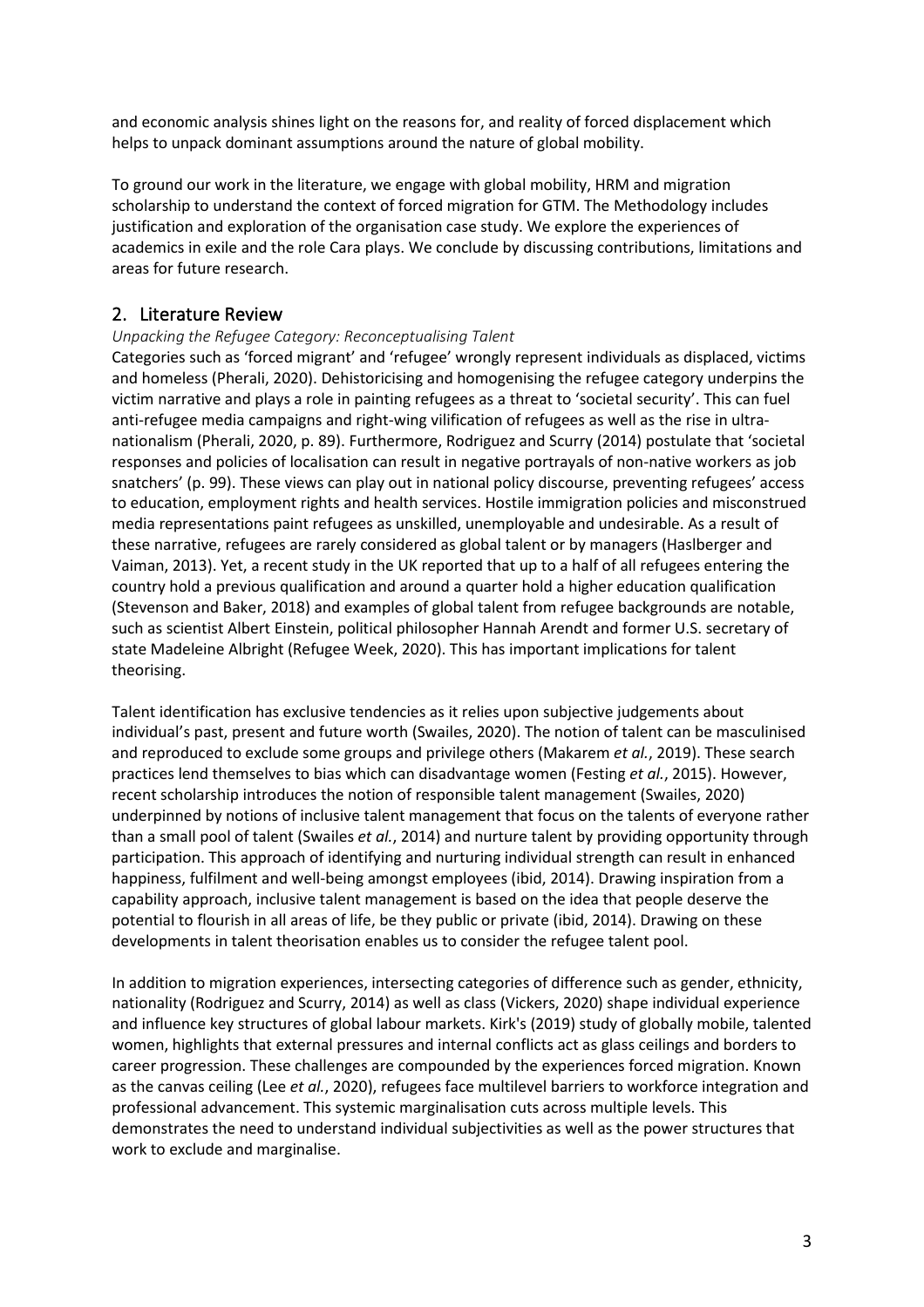and economic analysis shines light on the reasons for, and reality of forced displacement which helps to unpack dominant assumptions around the nature of global mobility.

To ground our work in the literature, we engage with global mobility, HRM and migration scholarship to understand the context of forced migration for GTM. The Methodology includes justification and exploration of the organisation case study. We explore the experiences of academics in exile and the role Cara plays. We conclude by discussing contributions, limitations and areas for future research.

## 2. Literature Review

*Unpacking the Refugee Category: Reconceptualising Talent*

Categories such as 'forced migrant' and 'refugee' wrongly represent individuals as displaced, victims and homeless (Pherali, 2020). Dehistoricising and homogenising the refugee category underpins the victim narrative and plays a role in painting refugees as a threat to 'societal security'. This can fuel anti-refugee media campaigns and right-wing vilification of refugees as well as the rise in ultra-nationalism (Pherali, 2020, p. 89). Furthermore, Rodriguez and Scurry (2014) postulate that 'societal responses and policies of localisation can result in negative portrayals of non-native workers as job snatchers' (p. 99). These views can play out in national policy discourse, preventing refugees' access to education, employment rights and health services. Hostile immigration policies and misconstrued media representations paint refugees as unskilled, unemployable and undesirable. As a result of these narrative, refugees are rarely considered as global talent or by managers (Haslberger and Vaiman, 2013). Yet, a recent study in the UK reported that up to a half of all refugees entering the country hold a previous qualification and around a quarter hold a higher education qualification (Stevenson and Baker, 2018) and examples of global talent from refugee backgrounds are notable, such as scientist Albert Einstein, political philosopher Hannah Arendt and former U.S. secretary of state Madeleine Albright (Refugee Week, 2020). This has important implications for talent theorising.

Talent identification has exclusive tendencies as it relies upon subjective judgements about individual's past, present and future worth (Swailes, 2020). The notion of talent can be masculinised and reproduced to exclude some groups and privilege others (Makarem *et al.*, 2019). These search practices lend themselves to bias which can disadvantage women (Festing *et al.*, 2015). However, recent scholarship introduces the notion of responsible talent management (Swailes, 2020) underpinned by notions of inclusive talent management that focus on the talents of everyone rather than a small pool of talent (Swailes *et al.*, 2014) and nurture talent by providing opportunity through participation. This approach of identifying and nurturing individual strength can result in enhanced happiness, fulfilment and well-being amongst employees (ibid, 2014). Drawing inspiration from a capability approach, inclusive talent management is based on the idea that people deserve the potential to flourish in all areas of life, be they public or private (ibid, 2014). Drawing on these developments in talent theorisation enables us to consider the refugee talent pool.

In addition to migration experiences, intersecting categories of difference such as gender, ethnicity, nationality (Rodriguez and Scurry, 2014) as well as class (Vickers, 2020) shape individual experience and influence key structures of global labour markets. Kirk's (2019) study of globally mobile, talented women, highlights that external pressures and internal conflicts act as glass ceilings and borders to career progression. These challenges are compounded by the experiences forced migration. Known as the canvas ceiling (Lee *et al.*, 2020), refugees face multilevel barriers to workforce integration and professional advancement. This systemic marginalisation cuts across multiple levels. This demonstrates the need to understand individual subjectivities as well as the power structures that work to exclude and marginalise.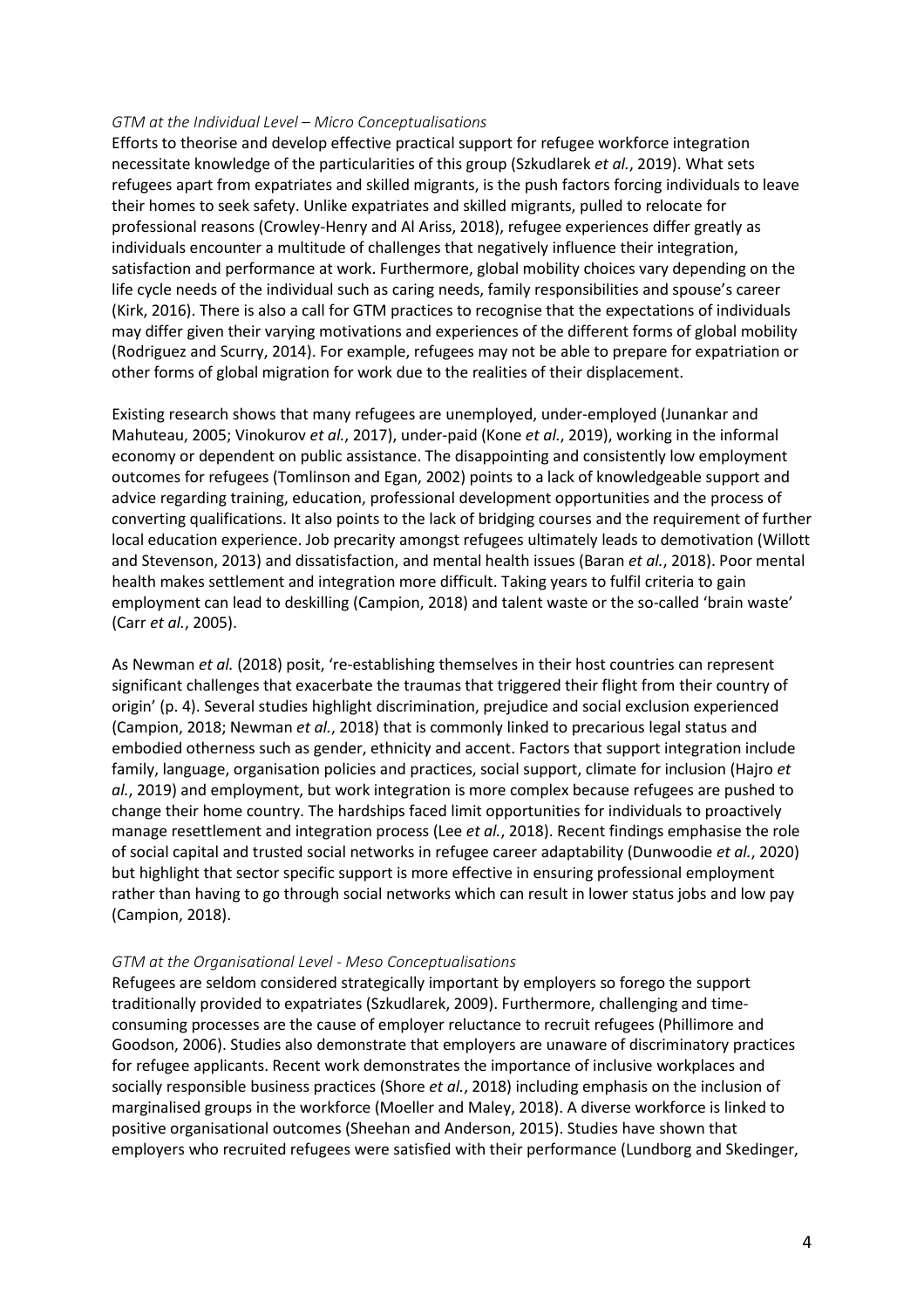*GTM at the Individual Level – Micro Conceptualisations*

Efforts to theorise and develop effective practical support for refugee workforce integration necessitate knowledge of the particularities of this group (Szkudlarek *et al.*, 2019). What sets refugees apart from expatriates and skilled migrants, is the push factors forcing individuals to leave their homes to seek safety. Unlike expatriates and skilled migrants, pulled to relocate for professional reasons (Crowley-Henry and Al Ariss, 2018), refugee experiences differ greatly as individuals encounter a multitude of challenges that negatively influence their integration, satisfaction and performance at work. Furthermore, global mobility choices vary depending on the life cycle needs of the individual such as caring needs, family responsibilities and spouse's career (Kirk, 2016). There is also a call for GTM practices to recognise that the expectations of individuals may differ given their varying motivations and experiences of the different forms of global mobility (Rodriguez and Scurry, 2014). For example, refugees may not be able to prepare for expatriation or other forms of global migration for work due to the realities of their displacement.

Existing research shows that many refugees are unemployed, under-employed (Junankar and Mahuteau, 2005; Vinokurov *et al.*, 2017), under-paid (Kone *et al.*, 2019), working in the informal economy or dependent on public assistance. The disappointing and consistently low employment outcomes for refugees (Tomlinson and Egan, 2002) points to a lack of knowledgeable support and advice regarding training, education, professional development opportunities and the process of converting qualifications. It also points to the lack of bridging courses and the requirement of further local education experience. Job precarity amongst refugees ultimately leads to demotivation (Willott and Stevenson, 2013) and dissatisfaction, and mental health issues (Baran *et al.*, 2018). Poor mental health makes settlement and integration more difficult. Taking years to fulfil criteria to gain employment can lead to deskilling (Campion, 2018) and talent waste or the so-called 'brain waste' (Carr *et al.*, 2005).

As Newman *et al.* (2018) posit, 're-establishing themselves in their host countries can represent significant challenges that exacerbate the traumas that triggered their flight from their country of origin' (p. 4). Several studies highlight discrimination, prejudice and social exclusion experienced (Campion, 2018; Newman *et al.*, 2018) that is commonly linked to precarious legal status and embodied otherness such as gender, ethnicity and accent. Factors that support integration include family, language, organisation policies and practices, social support, climate for inclusion (Hajro *et al.*, 2019) and employment, but work integration is more complex because refugees are pushed to change their home country. The hardships faced limit opportunities for individuals to proactively manage resettlement and integration process (Lee *et al.*, 2018). Recent findings emphasise the role of social capital and trusted social networks in refugee career adaptability (Dunwoodie *et al.*, 2020) but highlight that sector specific support is more effective in ensuring professional employment rather than having to go through social networks which can result in lower status jobs and low pay (Campion, 2018).

*GTM at the Organisational Level - Meso Conceptualisations*

Refugees are seldom considered strategically important by employers so forego the support traditionally provided to expatriates (Szkudlarek, 2009). Furthermore, challenging and time-consuming processes are the cause of employer reluctance to recruit refugees (Phillimore and Goodson, 2006). Studies also demonstrate that employers are unaware of discriminatory practices for refugee applicants. Recent work demonstrates the importance of inclusive workplaces and socially responsible business practices (Shore *et al.*, 2018) including emphasis on the inclusion of marginalised groups in the workforce (Moeller and Maley, 2018). A diverse workforce is linked to positive organisational outcomes (Sheehan and Anderson, 2015). Studies have shown that employers who recruited refugees were satisfied with their performance (Lundborg and Skedinger,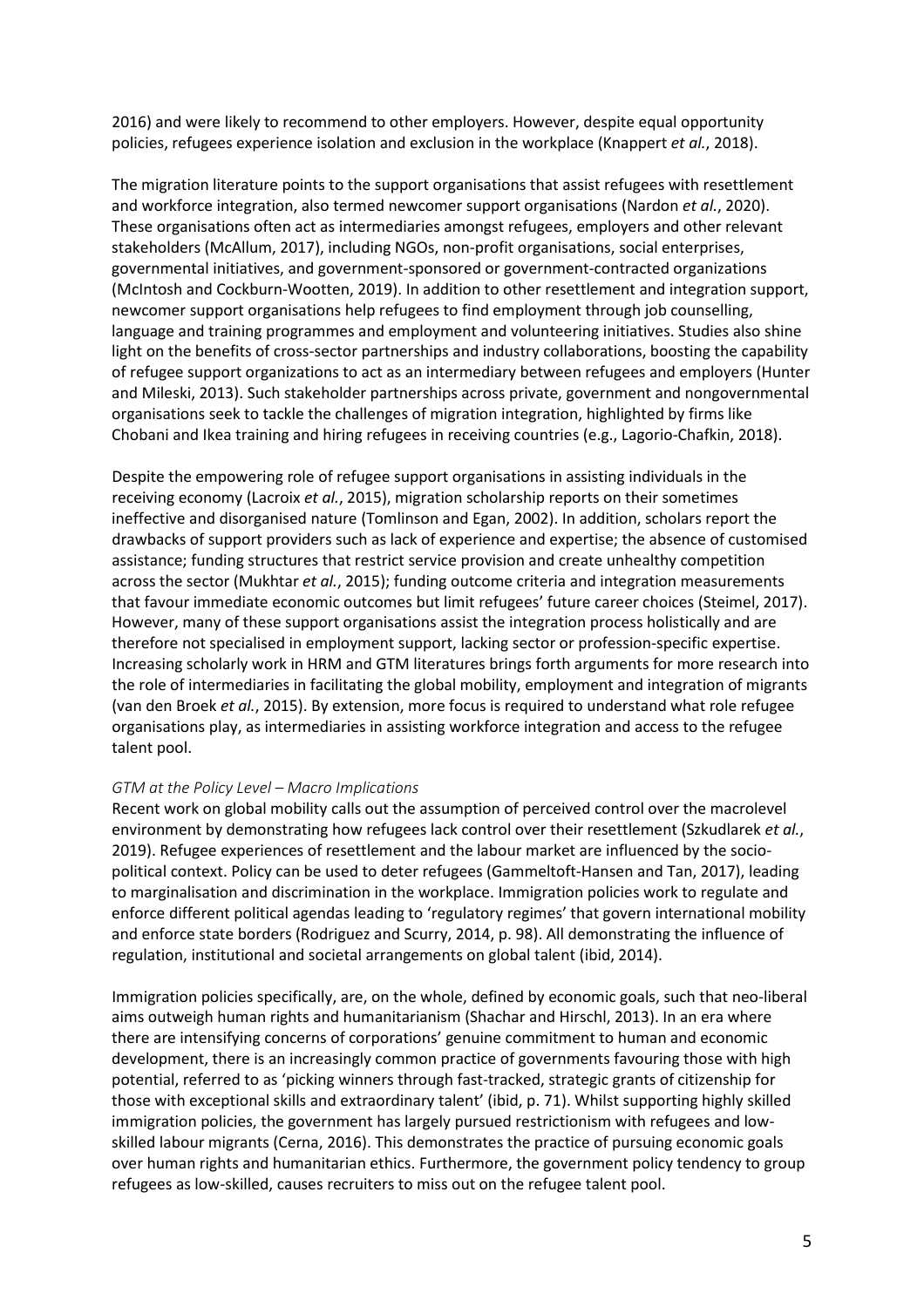2016) and were likely to recommend to other employers. However, despite equal opportunity policies, refugees experience isolation and exclusion in the workplace (Knappert *et al.*, 2018).

The migration literature points to the support organisations that assist refugees with resettlement and workforce integration, also termed newcomer support organisations (Nardon *et al.*, 2020). These organisations often act as intermediaries amongst refugees, employers and other relevant stakeholders (McAllum, 2017), including NGOs, non-profit organisations, social enterprises, governmental initiatives, and government-sponsored or government-contracted organizations (McIntosh and Cockburn-Wootten, 2019). In addition to other resettlement and integration support, newcomer support organisations help refugees to find employment through job counselling, language and training programmes and employment and volunteering initiatives. Studies also shine light on the benefits of cross-sector partnerships and industry collaborations, boosting the capability of refugee support organizations to act as an intermediary between refugees and employers (Hunter and Mileski, 2013). Such stakeholder partnerships across private, government and nongovernmental organisations seek to tackle the challenges of migration integration, highlighted by firms like Chobani and Ikea training and hiring refugees in receiving countries (e.g., Lagorio-Chafkin, 2018).

Despite the empowering role of refugee support organisations in assisting individuals in the receiving economy (Lacroix *et al.*, 2015), migration scholarship reports on their sometimes ineffective and disorganised nature (Tomlinson and Egan, 2002). In addition, scholars report the drawbacks of support providers such as lack of experience and expertise; the absence of customised assistance; funding structures that restrict service provision and create unhealthy competition across the sector (Mukhtar *et al.*, 2015); funding outcome criteria and integration measurements that favour immediate economic outcomes but limit refugees' future career choices (Steimel, 2017). However, many of these support organisations assist the integration process holistically and are therefore not specialised in employment support, lacking sector or profession-specific expertise. Increasing scholarly work in HRM and GTM literatures brings forth arguments for more research into the role of intermediaries in facilitating the global mobility, employment and integration of migrants (van den Broek *et al.*, 2015). By extension, more focus is required to understand what role refugee organisations play, as intermediaries in assisting workforce integration and access to the refugee talent pool.

*GTM at the Policy Level – Macro Implications*

Recent work on global mobility calls out the assumption of perceived control over the macrolevel environment by demonstrating how refugees lack control over their resettlement (Szkudlarek *et al.*, 2019). Refugee experiences of resettlement and the labour market are influenced by the socio-political context. Policy can be used to deter refugees (Gammeltoft-Hansen and Tan, 2017), leading to marginalisation and discrimination in the workplace. Immigration policies work to regulate and enforce different political agendas leading to 'regulatory regimes' that govern international mobility and enforce state borders (Rodriguez and Scurry, 2014, p. 98). All demonstrating the influence of regulation, institutional and societal arrangements on global talent (ibid, 2014).

Immigration policies specifically, are, on the whole, defined by economic goals, such that neo-liberal aims outweigh human rights and humanitarianism (Shachar and Hirschl, 2013). In an era where there are intensifying concerns of corporations' genuine commitment to human and economic development, there is an increasingly common practice of governments favouring those with high potential, referred to as 'picking winners through fast-tracked, strategic grants of citizenship for those with exceptional skills and extraordinary talent' (ibid, p. 71). Whilst supporting highly skilled immigration policies, the government has largely pursued restrictionism with refugees and low-skilled labour migrants (Cerna, 2016). This demonstrates the practice of pursuing economic goals over human rights and humanitarian ethics. Furthermore, the government policy tendency to group refugees as low-skilled, causes recruiters to miss out on the refugee talent pool.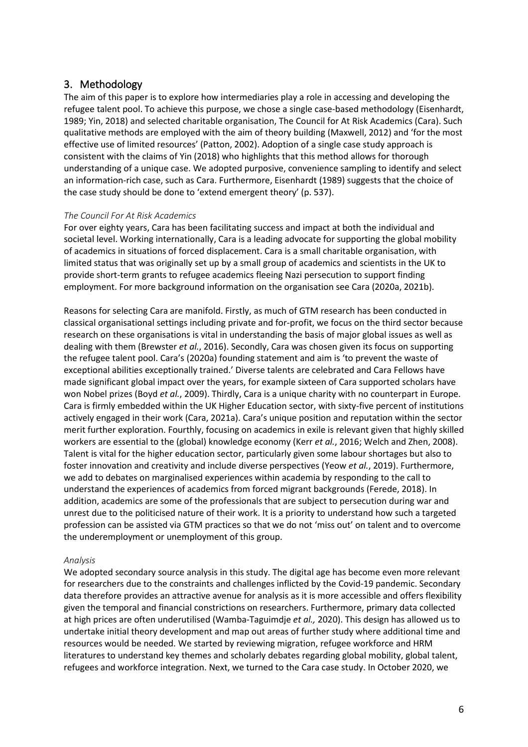## 3. Methodology

The aim of this paper is to explore how intermediaries play a role in accessing and developing the refugee talent pool. To achieve this purpose, we chose a single case-based methodology (Eisenhardt, 1989; Yin, 2018) and selected charitable organisation, The Council for At Risk Academics (Cara). Such qualitative methods are employed with the aim of theory building (Maxwell, 2012) and 'for the most effective use of limited resources' (Patton, 2002). Adoption of a single case study approach is consistent with the claims of Yin (2018) who highlights that this method allows for thorough understanding of a unique case. We adopted purposive, convenience sampling to identify and select an information-rich case, such as Cara. Furthermore, Eisenhardt (1989) suggests that the choice of the case study should be done to 'extend emergent theory' (p. 537).

*The Council For At Risk Academics*

For over eighty years, Cara has been facilitating success and impact at both the individual and societal level. Working internationally, Cara is a leading advocate for supporting the global mobility of academics in situations of forced displacement. Cara is a small charitable organisation, with limited status that was originally set up by a small group of academics and scientists in the UK to provide short-term grants to refugee academics fleeing Nazi persecution to support finding employment. For more background information on the organisation see Cara (2020a, 2021b).

Reasons for selecting Cara are manifold. Firstly, as much of GTM research has been conducted in classical organisational settings including private and for-profit, we focus on the third sector because research on these organisations is vital in understanding the basis of major global issues as well as dealing with them (Brewster *et al.*, 2016). Secondly, Cara was chosen given its focus on supporting the refugee talent pool. Cara's (2020a) founding statement and aim is 'to prevent the waste of exceptional abilities exceptionally trained.' Diverse talents are celebrated and Cara Fellows have made significant global impact over the years, for example sixteen of Cara supported scholars have won Nobel prizes (Boyd *et al.*, 2009). Thirdly, Cara is a unique charity with no counterpart in Europe. Cara is firmly embedded within the UK Higher Education sector, with sixty-five percent of institutions actively engaged in their work (Cara, 2021a). Cara's unique position and reputation within the sector merit further exploration. Fourthly, focusing on academics in exile is relevant given that highly skilled workers are essential to the (global) knowledge economy (Kerr *et al.*, 2016; Welch and Zhen, 2008). Talent is vital for the higher education sector, particularly given some labour shortages but also to foster innovation and creativity and include diverse perspectives (Yeow *et al.*, 2019). Furthermore, we add to debates on marginalised experiences within academia by responding to the call to understand the experiences of academics from forced migrant backgrounds (Ferede, 2018). In addition, academics are some of the professionals that are subject to persecution during war and unrest due to the politicised nature of their work. It is a priority to understand how such a targeted profession can be assisted via GTM practices so that we do not 'miss out' on talent and to overcome the underemployment or unemployment of this group.

*Analysis*

We adopted secondary source analysis in this study. The digital age has become even more relevant for researchers due to the constraints and challenges inflicted by the Covid-19 pandemic. Secondary data therefore provides an attractive avenue for analysis as it is more accessible and offers flexibility given the temporal and financial constrictions on researchers. Furthermore, primary data collected at high prices are often underutilised (Wamba-Taguimdje *et al.,* 2020). This design has allowed us to undertake initial theory development and map out areas of further study where additional time and resources would be needed. We started by reviewing migration, refugee workforce and HRM literatures to understand key themes and scholarly debates regarding global mobility, global talent, refugees and workforce integration. Next, we turned to the Cara case study. In October 2020, we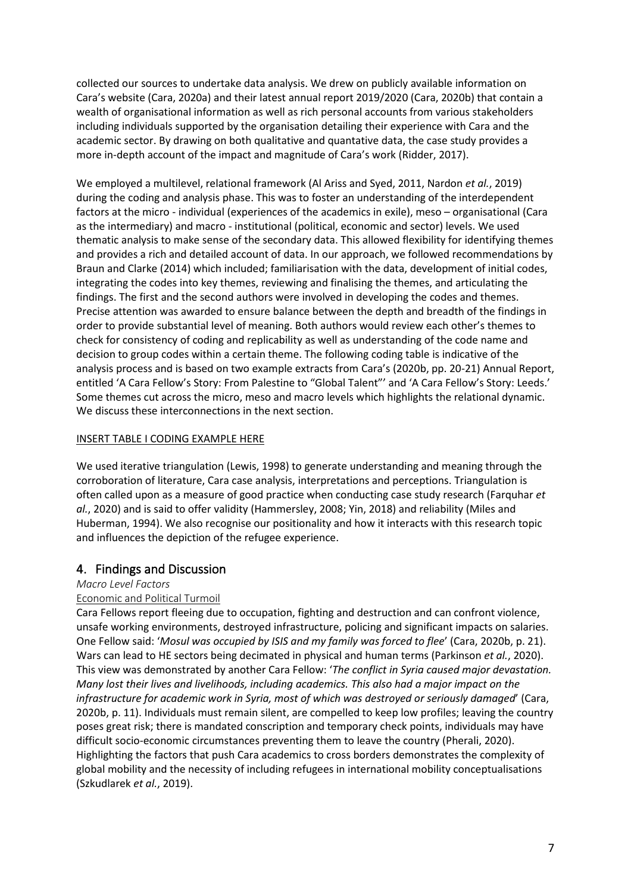collected our sources to undertake data analysis. We drew on publicly available information on Cara's website (Cara, 2020a) and their latest annual report 2019/2020 (Cara, 2020b) that contain a wealth of organisational information as well as rich personal accounts from various stakeholders including individuals supported by the organisation detailing their experience with Cara and the academic sector. By drawing on both qualitative and quantative data, the case study provides a more in-depth account of the impact and magnitude of Cara's work (Ridder, 2017).

We employed a multilevel, relational framework (Al Ariss and Syed, 2011, Nardon *et al.*, 2019) during the coding and analysis phase. This was to foster an understanding of the interdependent factors at the micro - individual (experiences of the academics in exile), meso – organisational (Cara as the intermediary) and macro - institutional (political, economic and sector) levels. We used thematic analysis to make sense of the secondary data. This allowed flexibility for identifying themes and provides a rich and detailed account of data. In our approach, we followed recommendations by Braun and Clarke (2014) which included; familiarisation with the data, development of initial codes, integrating the codes into key themes, reviewing and finalising the themes, and articulating the findings. The first and the second authors were involved in developing the codes and themes. Precise attention was awarded to ensure balance between the depth and breadth of the findings in order to provide substantial level of meaning. Both authors would review each other's themes to check for consistency of coding and replicability as well as understanding of the code name and decision to group codes within a certain theme. The following coding table is indicative of the analysis process and is based on two example extracts from Cara's (2020b, pp. 20-21) Annual Report, entitled 'A Cara Fellow's Story: From Palestine to "Global Talent"' and 'A Cara Fellow's Story: Leeds.' Some themes cut across the micro, meso and macro levels which highlights the relational dynamic. We discuss these interconnections in the next section.

INSERT TABLE I CODING EXAMPLE HERE

We used iterative triangulation (Lewis, 1998) to generate understanding and meaning through the corroboration of literature, Cara case analysis, interpretations and perceptions. Triangulation is often called upon as a measure of good practice when conducting case study research (Farquhar *et al.*, 2020) and is said to offer validity (Hammersley, 2008; Yin, 2018) and reliability (Miles and Huberman, 1994). We also recognise our positionality and how it interacts with this research topic and influences the depiction of the refugee experience.

## 4. Findings and Discussion

*Macro Level Factors*

Economic and Political Turmoil

Cara Fellows report fleeing due to occupation, fighting and destruction and can confront violence, unsafe working environments, destroyed infrastructure, policing and significant impacts on salaries. One Fellow said: '*Mosul was occupied by ISIS and my family was forced to flee*' (Cara, 2020b, p. 21). Wars can lead to HE sectors being decimated in physical and human terms (Parkinson *et al.*, 2020). This view was demonstrated by another Cara Fellow: '*The conflict in Syria caused major devastation. Many lost their lives and livelihoods, including academics. This also had a major impact on the infrastructure for academic work in Syria, most of which was destroyed or seriously damaged*' (Cara, 2020b, p. 11). Individuals must remain silent, are compelled to keep low profiles; leaving the country poses great risk; there is mandated conscription and temporary check points, individuals may have difficult socio-economic circumstances preventing them to leave the country (Pherali, 2020). Highlighting the factors that push Cara academics to cross borders demonstrates the complexity of global mobility and the necessity of including refugees in international mobility conceptualisations (Szkudlarek *et al.*, 2019).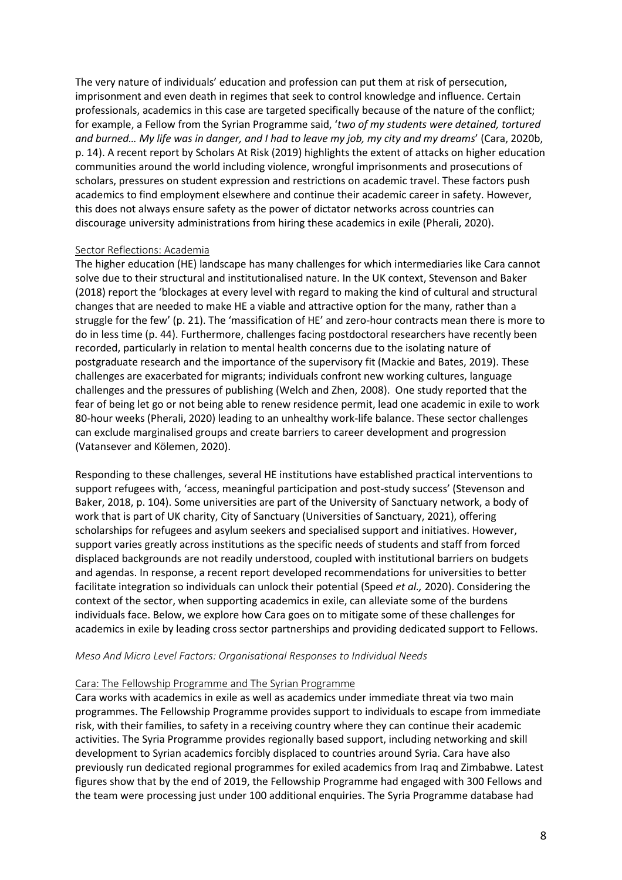The very nature of individuals' education and profession can put them at risk of persecution, imprisonment and even death in regimes that seek to control knowledge and influence. Certain professionals, academics in this case are targeted specifically because of the nature of the conflict; for example, a Fellow from the Syrian Programme said, '*two of my students were detained, tortured and burned… My life was in danger, and I had to leave my job, my city and my dreams*' (Cara, 2020b, p. 14). A recent report by Scholars At Risk (2019) highlights the extent of attacks on higher education communities around the world including violence, wrongful imprisonments and prosecutions of scholars, pressures on student expression and restrictions on academic travel. These factors push academics to find employment elsewhere and continue their academic career in safety. However, this does not always ensure safety as the power of dictator networks across countries can discourage university administrations from hiring these academics in exile (Pherali, 2020).

### Sector Reflections: Academia

The higher education (HE) landscape has many challenges for which intermediaries like Cara cannot solve due to their structural and institutionalised nature. In the UK context, Stevenson and Baker (2018) report the 'blockages at every level with regard to making the kind of cultural and structural changes that are needed to make HE a viable and attractive option for the many, rather than a struggle for the few' (p. 21). The 'massification of HE' and zero-hour contracts mean there is more to do in less time (p. 44). Furthermore, challenges facing postdoctoral researchers have recently been recorded, particularly in relation to mental health concerns due to the isolating nature of postgraduate research and the importance of the supervisory fit (Mackie and Bates, 2019). These challenges are exacerbated for migrants; individuals confront new working cultures, language challenges and the pressures of publishing (Welch and Zhen, 2008). One study reported that the fear of being let go or not being able to renew residence permit, lead one academic in exile to work 80-hour weeks (Pherali, 2020) leading to an unhealthy work-life balance. These sector challenges can exclude marginalised groups and create barriers to career development and progression (Vatansever and Kölemen, 2020).

Responding to these challenges, several HE institutions have established practical interventions to support refugees with, 'access, meaningful participation and post-study success' (Stevenson and Baker, 2018, p. 104). Some universities are part of the University of Sanctuary network, a body of work that is part of UK charity, City of Sanctuary (Universities of Sanctuary, 2021), offering scholarships for refugees and asylum seekers and specialised support and initiatives. However, support varies greatly across institutions as the specific needs of students and staff from forced displaced backgrounds are not readily understood, coupled with institutional barriers on budgets and agendas. In response, a recent report developed recommendations for universities to better facilitate integration so individuals can unlock their potential (Speed *et al.,* 2020). Considering the context of the sector, when supporting academics in exile, can alleviate some of the burdens individuals face. Below, we explore how Cara goes on to mitigate some of these challenges for academics in exile by leading cross sector partnerships and providing dedicated support to Fellows.

## *Meso And Micro Level Factors: Organisational Responses to Individual Needs*

### Cara: The Fellowship Programme and The Syrian Programme

Cara works with academics in exile as well as academics under immediate threat via two main programmes. The Fellowship Programme provides support to individuals to escape from immediate risk, with their families, to safety in a receiving country where they can continue their academic activities. The Syria Programme provides regionally based support, including networking and skill development to Syrian academics forcibly displaced to countries around Syria. Cara have also previously run dedicated regional programmes for exiled academics from Iraq and Zimbabwe. Latest figures show that by the end of 2019, the Fellowship Programme had engaged with 300 Fellows and the team were processing just under 100 additional enquiries. The Syria Programme database had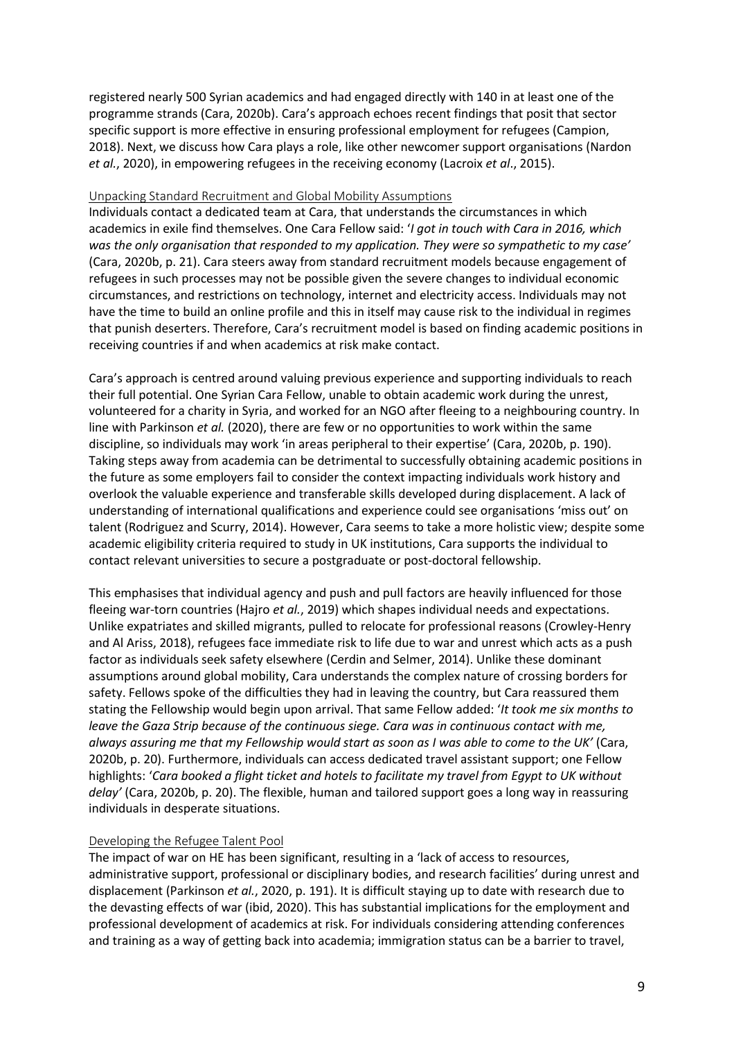registered nearly 500 Syrian academics and had engaged directly with 140 in at least one of the programme strands (Cara, 2020b). Cara's approach echoes recent findings that posit that sector specific support is more effective in ensuring professional employment for refugees (Campion, 2018). Next, we discuss how Cara plays a role, like other newcomer support organisations (Nardon *et al.*, 2020), in empowering refugees in the receiving economy (Lacroix *et al*., 2015).

### Unpacking Standard Recruitment and Global Mobility Assumptions

Individuals contact a dedicated team at Cara, that understands the circumstances in which academics in exile find themselves. One Cara Fellow said: '*I got in touch with Cara in 2016, which was the only organisation that responded to my application. They were so sympathetic to my case'* (Cara, 2020b, p. 21). Cara steers away from standard recruitment models because engagement of refugees in such processes may not be possible given the severe changes to individual economic circumstances, and restrictions on technology, internet and electricity access. Individuals may not have the time to build an online profile and this in itself may cause risk to the individual in regimes that punish deserters. Therefore, Cara's recruitment model is based on finding academic positions in receiving countries if and when academics at risk make contact.

Cara's approach is centred around valuing previous experience and supporting individuals to reach their full potential. One Syrian Cara Fellow, unable to obtain academic work during the unrest, volunteered for a charity in Syria, and worked for an NGO after fleeing to a neighbouring country. In line with Parkinson *et al.* (2020), there are few or no opportunities to work within the same discipline, so individuals may work 'in areas peripheral to their expertise' (Cara, 2020b, p. 190). Taking steps away from academia can be detrimental to successfully obtaining academic positions in the future as some employers fail to consider the context impacting individuals work history and overlook the valuable experience and transferable skills developed during displacement. A lack of understanding of international qualifications and experience could see organisations 'miss out' on talent (Rodriguez and Scurry, 2014). However, Cara seems to take a more holistic view; despite some academic eligibility criteria required to study in UK institutions, Cara supports the individual to contact relevant universities to secure a postgraduate or post-doctoral fellowship.

This emphasises that individual agency and push and pull factors are heavily influenced for those fleeing war-torn countries (Hajro *et al.*, 2019) which shapes individual needs and expectations. Unlike expatriates and skilled migrants, pulled to relocate for professional reasons (Crowley-Henry and Al Ariss, 2018), refugees face immediate risk to life due to war and unrest which acts as a push factor as individuals seek safety elsewhere (Cerdin and Selmer, 2014). Unlike these dominant assumptions around global mobility, Cara understands the complex nature of crossing borders for safety. Fellows spoke of the difficulties they had in leaving the country, but Cara reassured them stating the Fellowship would begin upon arrival. That same Fellow added: '*It took me six months to leave the Gaza Strip because of the continuous siege. Cara was in continuous contact with me, always assuring me that my Fellowship would start as soon as I was able to come to the UK'* (Cara, 2020b, p. 20). Furthermore, individuals can access dedicated travel assistant support; one Fellow highlights: '*Cara booked a flight ticket and hotels to facilitate my travel from Egypt to UK without delay'* (Cara, 2020b, p. 20). The flexible, human and tailored support goes a long way in reassuring individuals in desperate situations.

### Developing the Refugee Talent Pool

The impact of war on HE has been significant, resulting in a 'lack of access to resources, administrative support, professional or disciplinary bodies, and research facilities' during unrest and displacement (Parkinson *et al.*, 2020, p. 191). It is difficult staying up to date with research due to the devasting effects of war (ibid, 2020). This has substantial implications for the employment and professional development of academics at risk. For individuals considering attending conferences and training as a way of getting back into academia; immigration status can be a barrier to travel,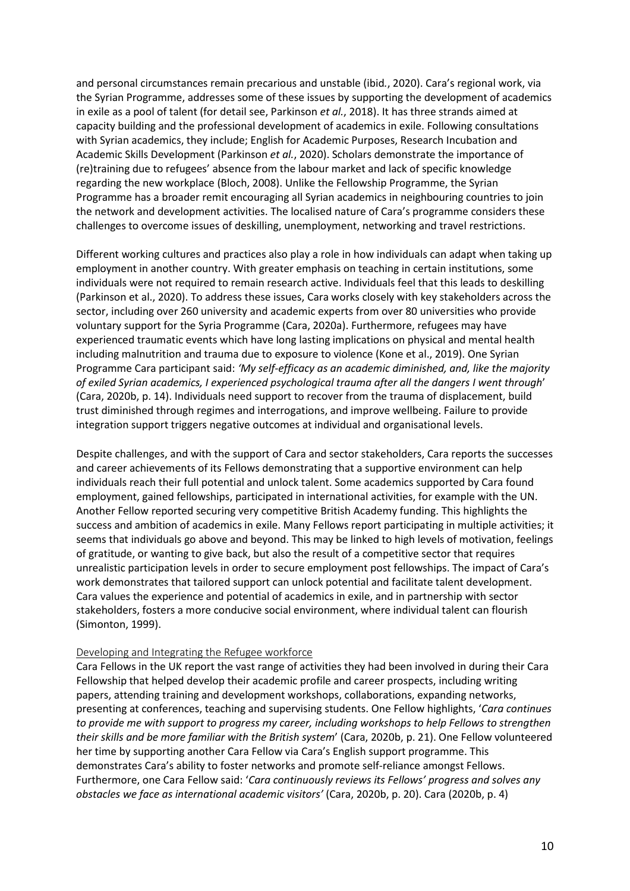and personal circumstances remain precarious and unstable (ibid*.*, 2020). Cara's regional work, via the Syrian Programme, addresses some of these issues by supporting the development of academics in exile as a pool of talent (for detail see, Parkinson *et al.*, 2018). It has three strands aimed at capacity building and the professional development of academics in exile. Following consultations with Syrian academics, they include; English for Academic Purposes, Research Incubation and Academic Skills Development (Parkinson *et al.*, 2020). Scholars demonstrate the importance of (re)training due to refugees' absence from the labour market and lack of specific knowledge regarding the new workplace (Bloch, 2008). Unlike the Fellowship Programme, the Syrian Programme has a broader remit encouraging all Syrian academics in neighbouring countries to join the network and development activities. The localised nature of Cara's programme considers these challenges to overcome issues of deskilling, unemployment, networking and travel restrictions.

Different working cultures and practices also play a role in how individuals can adapt when taking up employment in another country. With greater emphasis on teaching in certain institutions, some individuals were not required to remain research active. Individuals feel that this leads to deskilling (Parkinson et al., 2020). To address these issues, Cara works closely with key stakeholders across the sector, including over 260 university and academic experts from over 80 universities who provide voluntary support for the Syria Programme (Cara, 2020a). Furthermore, refugees may have experienced traumatic events which have long lasting implications on physical and mental health including malnutrition and trauma due to exposure to violence (Kone et al., 2019). One Syrian Programme Cara participant said: *'My self-efficacy as an academic diminished, and, like the majority of exiled Syrian academics, I experienced psychological trauma after all the dangers I went through*' (Cara, 2020b, p. 14). Individuals need support to recover from the trauma of displacement, build trust diminished through regimes and interrogations, and improve wellbeing. Failure to provide integration support triggers negative outcomes at individual and organisational levels.

Despite challenges, and with the support of Cara and sector stakeholders, Cara reports the successes and career achievements of its Fellows demonstrating that a supportive environment can help individuals reach their full potential and unlock talent. Some academics supported by Cara found employment, gained fellowships, participated in international activities, for example with the UN. Another Fellow reported securing very competitive British Academy funding. This highlights the success and ambition of academics in exile. Many Fellows report participating in multiple activities; it seems that individuals go above and beyond. This may be linked to high levels of motivation, feelings of gratitude, or wanting to give back, but also the result of a competitive sector that requires unrealistic participation levels in order to secure employment post fellowships. The impact of Cara's work demonstrates that tailored support can unlock potential and facilitate talent development. Cara values the experience and potential of academics in exile, and in partnership with sector stakeholders, fosters a more conducive social environment, where individual talent can flourish (Simonton, 1999).

### Developing and Integrating the Refugee workforce

Cara Fellows in the UK report the vast range of activities they had been involved in during their Cara Fellowship that helped develop their academic profile and career prospects, including writing papers, attending training and development workshops, collaborations, expanding networks, presenting at conferences, teaching and supervising students. One Fellow highlights, '*Cara continues to provide me with support to progress my career, including workshops to help Fellows to strengthen their skills and be more familiar with the British system*' (Cara, 2020b, p. 21). One Fellow volunteered her time by supporting another Cara Fellow via Cara's English support programme. This demonstrates Cara's ability to foster networks and promote self-reliance amongst Fellows. Furthermore, one Cara Fellow said: '*Cara continuously reviews its Fellows' progress and solves any obstacles we face as international academic visitors'* (Cara, 2020b, p. 20). Cara (2020b, p. 4)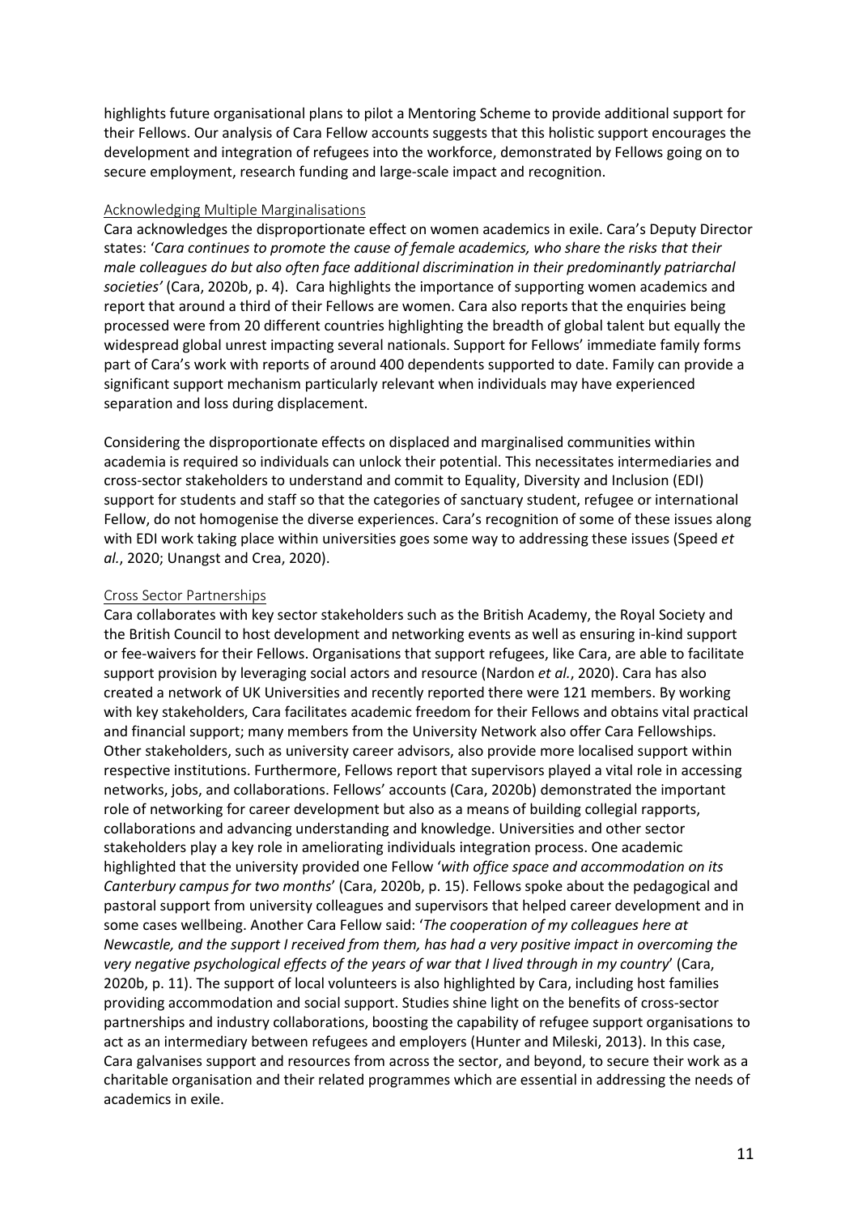highlights future organisational plans to pilot a Mentoring Scheme to provide additional support for their Fellows. Our analysis of Cara Fellow accounts suggests that this holistic support encourages the development and integration of refugees into the workforce, demonstrated by Fellows going on to secure employment, research funding and large-scale impact and recognition.

### Acknowledging Multiple Marginalisations

Cara acknowledges the disproportionate effect on women academics in exile. Cara's Deputy Director states: '*Cara continues to promote the cause of female academics, who share the risks that their male colleagues do but also often face additional discrimination in their predominantly patriarchal societies'* (Cara, 2020b, p. 4). Cara highlights the importance of supporting women academics and report that around a third of their Fellows are women. Cara also reports that the enquiries being processed were from 20 different countries highlighting the breadth of global talent but equally the widespread global unrest impacting several nationals. Support for Fellows' immediate family forms part of Cara's work with reports of around 400 dependents supported to date. Family can provide a significant support mechanism particularly relevant when individuals may have experienced separation and loss during displacement.

Considering the disproportionate effects on displaced and marginalised communities within academia is required so individuals can unlock their potential. This necessitates intermediaries and cross-sector stakeholders to understand and commit to Equality, Diversity and Inclusion (EDI) support for students and staff so that the categories of sanctuary student, refugee or international Fellow, do not homogenise the diverse experiences. Cara's recognition of some of these issues along with EDI work taking place within universities goes some way to addressing these issues (Speed *et al.*, 2020; Unangst and Crea, 2020).

### Cross Sector Partnerships

Cara collaborates with key sector stakeholders such as the British Academy, the Royal Society and the British Council to host development and networking events as well as ensuring in-kind support or fee-waivers for their Fellows. Organisations that support refugees, like Cara, are able to facilitate support provision by leveraging social actors and resource (Nardon *et al.*, 2020). Cara has also created a network of UK Universities and recently reported there were 121 members. By working with key stakeholders, Cara facilitates academic freedom for their Fellows and obtains vital practical and financial support; many members from the University Network also offer Cara Fellowships. Other stakeholders, such as university career advisors, also provide more localised support within respective institutions. Furthermore, Fellows report that supervisors played a vital role in accessing networks, jobs, and collaborations. Fellows' accounts (Cara, 2020b) demonstrated the important role of networking for career development but also as a means of building collegial rapports, collaborations and advancing understanding and knowledge. Universities and other sector stakeholders play a key role in ameliorating individuals integration process. One academic highlighted that the university provided one Fellow '*with office space and accommodation on its Canterbury campus for two months*' (Cara, 2020b, p. 15). Fellows spoke about the pedagogical and pastoral support from university colleagues and supervisors that helped career development and in some cases wellbeing. Another Cara Fellow said: '*The cooperation of my colleagues here at Newcastle, and the support I received from them, has had a very positive impact in overcoming the very negative psychological effects of the years of war that I lived through in my country*' (Cara, 2020b, p. 11). The support of local volunteers is also highlighted by Cara, including host families providing accommodation and social support. Studies shine light on the benefits of cross-sector partnerships and industry collaborations, boosting the capability of refugee support organisations to act as an intermediary between refugees and employers (Hunter and Mileski, 2013). In this case, Cara galvanises support and resources from across the sector, and beyond, to secure their work as a charitable organisation and their related programmes which are essential in addressing the needs of academics in exile.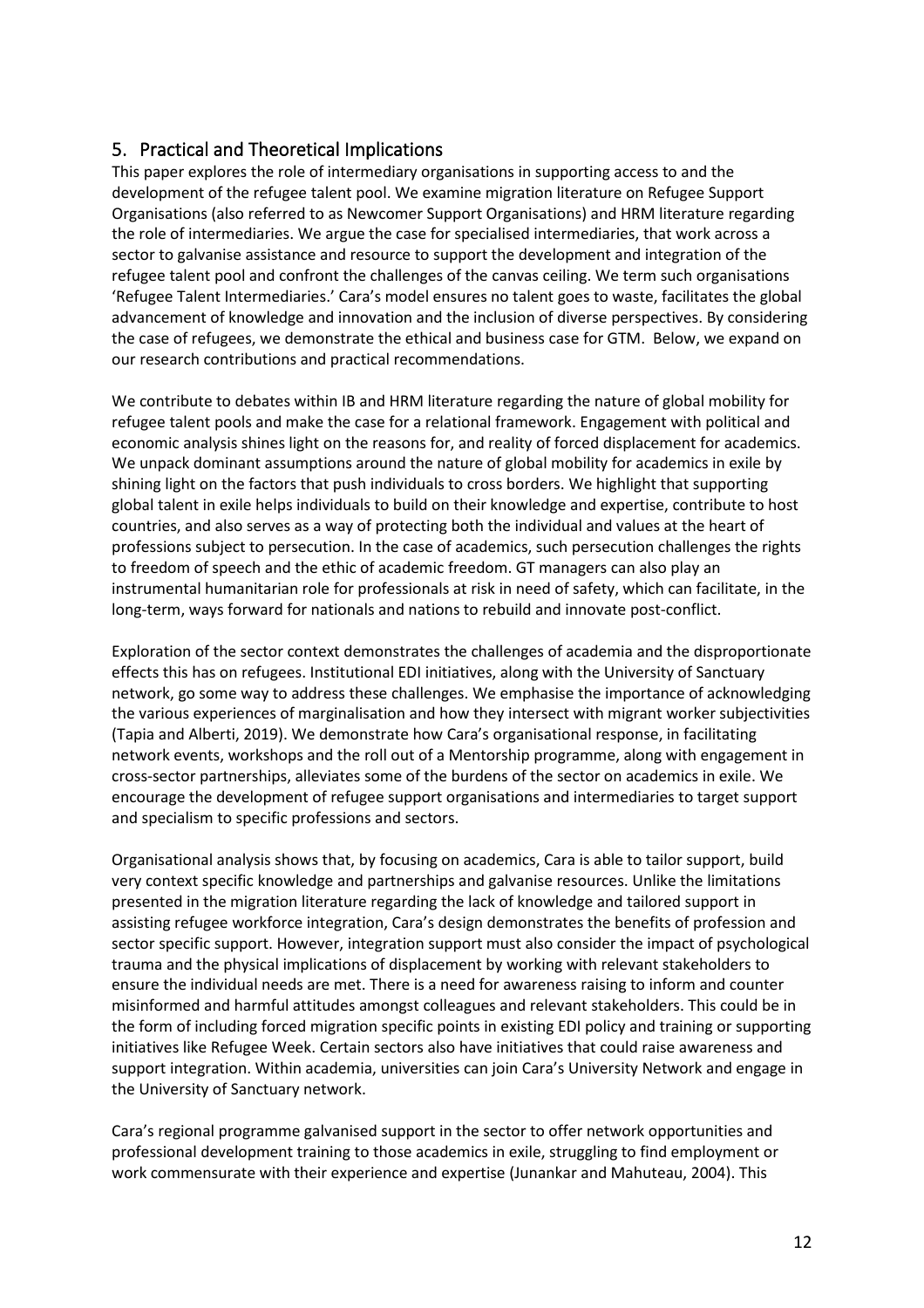## 5. Practical and Theoretical Implications

This paper explores the role of intermediary organisations in supporting access to and the development of the refugee talent pool. We examine migration literature on Refugee Support Organisations (also referred to as Newcomer Support Organisations) and HRM literature regarding the role of intermediaries. We argue the case for specialised intermediaries, that work across a sector to galvanise assistance and resource to support the development and integration of the refugee talent pool and confront the challenges of the canvas ceiling. We term such organisations 'Refugee Talent Intermediaries.' Cara's model ensures no talent goes to waste, facilitates the global advancement of knowledge and innovation and the inclusion of diverse perspectives. By considering the case of refugees, we demonstrate the ethical and business case for GTM. Below, we expand on our research contributions and practical recommendations.

We contribute to debates within IB and HRM literature regarding the nature of global mobility for refugee talent pools and make the case for a relational framework. Engagement with political and economic analysis shines light on the reasons for, and reality of forced displacement for academics. We unpack dominant assumptions around the nature of global mobility for academics in exile by shining light on the factors that push individuals to cross borders. We highlight that supporting global talent in exile helps individuals to build on their knowledge and expertise, contribute to host countries, and also serves as a way of protecting both the individual and values at the heart of professions subject to persecution. In the case of academics, such persecution challenges the rights to freedom of speech and the ethic of academic freedom. GT managers can also play an instrumental humanitarian role for professionals at risk in need of safety, which can facilitate, in the long-term, ways forward for nationals and nations to rebuild and innovate post-conflict.

Exploration of the sector context demonstrates the challenges of academia and the disproportionate effects this has on refugees. Institutional EDI initiatives, along with the University of Sanctuary network, go some way to address these challenges. We emphasise the importance of acknowledging the various experiences of marginalisation and how they intersect with migrant worker subjectivities (Tapia and Alberti, 2019). We demonstrate how Cara's organisational response, in facilitating network events, workshops and the roll out of a Mentorship programme, along with engagement in cross-sector partnerships, alleviates some of the burdens of the sector on academics in exile. We encourage the development of refugee support organisations and intermediaries to target support and specialism to specific professions and sectors.

Organisational analysis shows that, by focusing on academics, Cara is able to tailor support, build very context specific knowledge and partnerships and galvanise resources. Unlike the limitations presented in the migration literature regarding the lack of knowledge and tailored support in assisting refugee workforce integration, Cara's design demonstrates the benefits of profession and sector specific support. However, integration support must also consider the impact of psychological trauma and the physical implications of displacement by working with relevant stakeholders to ensure the individual needs are met. There is a need for awareness raising to inform and counter misinformed and harmful attitudes amongst colleagues and relevant stakeholders. This could be in the form of including forced migration specific points in existing EDI policy and training or supporting initiatives like Refugee Week. Certain sectors also have initiatives that could raise awareness and support integration. Within academia, universities can join Cara's University Network and engage in the University of Sanctuary network.

Cara's regional programme galvanised support in the sector to offer network opportunities and professional development training to those academics in exile, struggling to find employment or work commensurate with their experience and expertise (Junankar and Mahuteau, 2004). This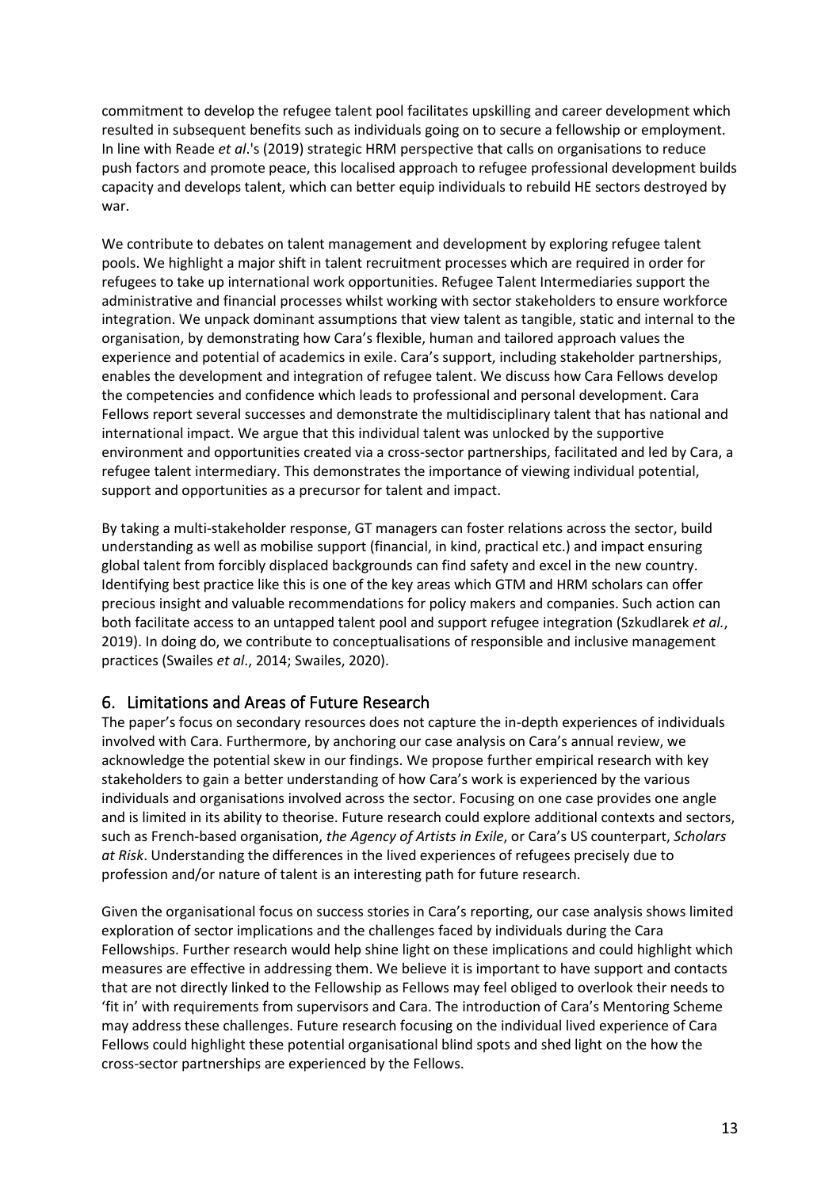commitment to develop the refugee talent pool facilitates upskilling and career development which resulted in subsequent benefits such as individuals going on to secure a fellowship or employment. In line with Reade *et al*.'s (2019) strategic HRM perspective that calls on organisations to reduce push factors and promote peace, this localised approach to refugee professional development builds capacity and develops talent, which can better equip individuals to rebuild HE sectors destroyed by war.

We contribute to debates on talent management and development by exploring refugee talent pools. We highlight a major shift in talent recruitment processes which are required in order for refugees to take up international work opportunities. Refugee Talent Intermediaries support the administrative and financial processes whilst working with sector stakeholders to ensure workforce integration. We unpack dominant assumptions that view talent as tangible, static and internal to the organisation, by demonstrating how Cara's flexible, human and tailored approach values the experience and potential of academics in exile. Cara's support, including stakeholder partnerships, enables the development and integration of refugee talent. We discuss how Cara Fellows develop the competencies and confidence which leads to professional and personal development. Cara Fellows report several successes and demonstrate the multidisciplinary talent that has national and international impact. We argue that this individual talent was unlocked by the supportive environment and opportunities created via a cross-sector partnerships, facilitated and led by Cara, a refugee talent intermediary. This demonstrates the importance of viewing individual potential, support and opportunities as a precursor for talent and impact.

By taking a multi-stakeholder response, GT managers can foster relations across the sector, build understanding as well as mobilise support (financial, in kind, practical etc.) and impact ensuring global talent from forcibly displaced backgrounds can find safety and excel in the new country. Identifying best practice like this is one of the key areas which GTM and HRM scholars can offer precious insight and valuable recommendations for policy makers and companies. Such action can both facilitate access to an untapped talent pool and support refugee integration (Szkudlarek *et al.*, 2019). In doing do, we contribute to conceptualisations of responsible and inclusive management practices (Swailes *et al*., 2014; Swailes, 2020).

## 6. Limitations and Areas of Future Research

The paper's focus on secondary resources does not capture the in-depth experiences of individuals involved with Cara. Furthermore, by anchoring our case analysis on Cara's annual review, we acknowledge the potential skew in our findings. We propose further empirical research with key stakeholders to gain a better understanding of how Cara's work is experienced by the various individuals and organisations involved across the sector. Focusing on one case provides one angle and is limited in its ability to theorise. Future research could explore additional contexts and sectors, such as French-based organisation, *the Agency of Artists in Exile*, or Cara's US counterpart, *Scholars at Risk*. Understanding the differences in the lived experiences of refugees precisely due to profession and/or nature of talent is an interesting path for future research.

Given the organisational focus on success stories in Cara's reporting, our case analysis shows limited exploration of sector implications and the challenges faced by individuals during the Cara Fellowships. Further research would help shine light on these implications and could highlight which measures are effective in addressing them. We believe it is important to have support and contacts that are not directly linked to the Fellowship as Fellows may feel obliged to overlook their needs to 'fit in' with requirements from supervisors and Cara. The introduction of Cara's Mentoring Scheme may address these challenges. Future research focusing on the individual lived experience of Cara Fellows could highlight these potential organisational blind spots and shed light on the how the cross-sector partnerships are experienced by the Fellows.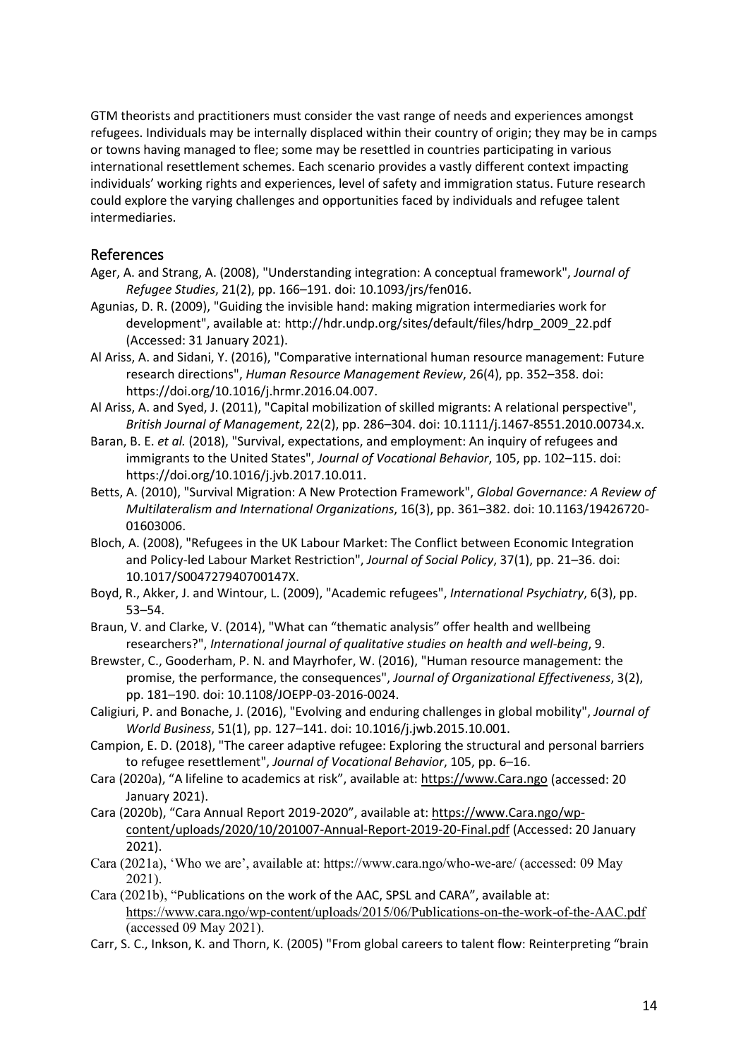GTM theorists and practitioners must consider the vast range of needs and experiences amongst refugees. Individuals may be internally displaced within their country of origin; they may be in camps or towns having managed to flee; some may be resettled in countries participating in various international resettlement schemes. Each scenario provides a vastly different context impacting individuals' working rights and experiences, level of safety and immigration status. Future research could explore the varying challenges and opportunities faced by individuals and refugee talent intermediaries.

## References

Ager, A. and Strang, A. (2008), "Understanding integration: A conceptual framework", *Journal of Refugee Studies*, 21(2), pp. 166–191. doi: 10.1093/jrs/fen016.

Agunias, D. R. (2009), "Guiding the invisible hand: making migration intermediaries work for development", available at: http://hdr.undp.org/sites/default/files/hdrp_2009_22.pdf (Accessed: 31 January 2021).

Al Ariss, A. and Sidani, Y. (2016), "Comparative international human resource management: Future research directions", *Human Resource Management Review*, 26(4), pp. 352–358. doi: https://doi.org/10.1016/j.hrmr.2016.04.007.

Al Ariss, A. and Syed, J. (2011), "Capital mobilization of skilled migrants: A relational perspective", *British Journal of Management*, 22(2), pp. 286–304. doi: 10.1111/j.1467-8551.2010.00734.x.

Baran, B. E. *et al.* (2018), "Survival, expectations, and employment: An inquiry of refugees and immigrants to the United States", *Journal of Vocational Behavior*, 105, pp. 102–115. doi: https://doi.org/10.1016/j.jvb.2017.10.011.

Betts, A. (2010), "Survival Migration: A New Protection Framework", *Global Governance: A Review of Multilateralism and International Organizations*, 16(3), pp. 361–382. doi: 10.1163/19426720-01603006.

Bloch, A. (2008), "Refugees in the UK Labour Market: The Conflict between Economic Integration and Policy-led Labour Market Restriction", *Journal of Social Policy*, 37(1), pp. 21–36. doi: 10.1017/S004727940700147X.

Boyd, R., Akker, J. and Wintour, L. (2009), "Academic refugees", *International Psychiatry*, 6(3), pp. 53–54.

Braun, V. and Clarke, V. (2014), "What can "thematic analysis" offer health and wellbeing researchers?", *International journal of qualitative studies on health and well-being*, 9.

Brewster, C., Gooderham, P. N. and Mayrhofer, W. (2016), "Human resource management: the promise, the performance, the consequences", *Journal of Organizational Effectiveness*, 3(2), pp. 181–190. doi: 10.1108/JOEPP-03-2016-0024.

Caligiuri, P. and Bonache, J. (2016), "Evolving and enduring challenges in global mobility", *Journal of World Business*, 51(1), pp. 127–141. doi: 10.1016/j.jwb.2015.10.001.

Campion, E. D. (2018), "The career adaptive refugee: Exploring the structural and personal barriers to refugee resettlement", *Journal of Vocational Behavior*, 105, pp. 6–16.

Cara (2020a), "A lifeline to academics at risk", available at: https://www.Cara.ngo (accessed: 20 January 2021).

Cara (2020b), "Cara Annual Report 2019-2020", available at: https://www.Cara.ngo/wp-content/uploads/2020/10/201007-Annual-Report-2019-20-Final.pdf (Accessed: 20 January 2021).

Cara (2021a), 'Who we are', available at: https://www.cara.ngo/who-we-are/ (accessed: 09 May 2021).

Cara (2021b), "Publications on the work of the AAC, SPSL and CARA", available at: https://www.cara.ngo/wp-content/uploads/2015/06/Publications-on-the-work-of-the-AAC.pdf (accessed 09 May 2021).

Carr, S. C., Inkson, K. and Thorn, K. (2005) "From global careers to talent flow: Reinterpreting "brain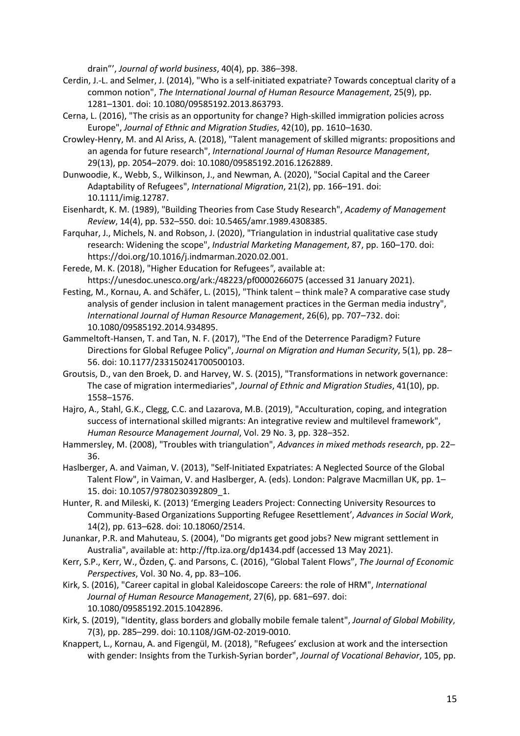drain"', *Journal of world business*, 40(4), pp. 386–398.

Cerdin, J.-L. and Selmer, J. (2014), "Who is a self-initiated expatriate? Towards conceptual clarity of a common notion", *The International Journal of Human Resource Management*, 25(9), pp. 1281–1301. doi: 10.1080/09585192.2013.863793.

Cerna, L. (2016), "The crisis as an opportunity for change? High-skilled immigration policies across Europe", *Journal of Ethnic and Migration Studies*, 42(10), pp. 1610–1630.

Crowley-Henry, M. and Al Ariss, A. (2018), "Talent management of skilled migrants: propositions and an agenda for future research", *International Journal of Human Resource Management*, 29(13), pp. 2054–2079. doi: 10.1080/09585192.2016.1262889.

Dunwoodie, K., Webb, S., Wilkinson, J., and Newman, A. (2020), "Social Capital and the Career Adaptability of Refugees", *International Migration*, 21(2), pp. 166–191. doi: 10.1111/imig.12787.

Eisenhardt, K. M. (1989), "Building Theories from Case Study Research", *Academy of Management Review*, 14(4), pp. 532–550. doi: 10.5465/amr.1989.4308385.

Farquhar, J., Michels, N. and Robson, J. (2020), "Triangulation in industrial qualitative case study research: Widening the scope", *Industrial Marketing Management*, 87, pp. 160–170. doi: https://doi.org/10.1016/j.indmarman.2020.02.001.

Ferede, M. K. (2018), "Higher Education for Refugees", available at: https://unesdoc.unesco.org/ark:/48223/pf0000266075 (accessed 31 January 2021).

Festing, M., Kornau, A. and Schäfer, L. (2015), "Think talent – think male? A comparative case study analysis of gender inclusion in talent management practices in the German media industry", *International Journal of Human Resource Management*, 26(6), pp. 707–732. doi: 10.1080/09585192.2014.934895.

Gammeltoft-Hansen, T. and Tan, N. F. (2017), "The End of the Deterrence Paradigm? Future Directions for Global Refugee Policy", *Journal on Migration and Human Security*, 5(1), pp. 28–56. doi: 10.1177/233150241700500103.

Groutsis, D., van den Broek, D. and Harvey, W. S. (2015), "Transformations in network governance: The case of migration intermediaries", *Journal of Ethnic and Migration Studies*, 41(10), pp. 1558–1576.

Hajro, A., Stahl, G.K., Clegg, C.C. and Lazarova, M.B. (2019), "Acculturation, coping, and integration success of international skilled migrants: An integrative review and multilevel framework", *Human Resource Management Journal*, Vol. 29 No. 3, pp. 328–352.

Hammersley, M. (2008), "Troubles with triangulation", *Advances in mixed methods research*, pp. 22–36.

Haslberger, A. and Vaiman, V. (2013), "Self-Initiated Expatriates: A Neglected Source of the Global Talent Flow", in Vaiman, V. and Haslberger, A. (eds). London: Palgrave Macmillan UK, pp. 1–15. doi: 10.1057/9780230392809_1.

Hunter, R. and Mileski, K. (2013) 'Emerging Leaders Project: Connecting University Resources to Community-Based Organizations Supporting Refugee Resettlement', *Advances in Social Work*, 14(2), pp. 613–628. doi: 10.18060/2514.

Junankar, P.R. and Mahuteau, S. (2004), "Do migrants get good jobs? New migrant settlement in Australia", available at: http://ftp.iza.org/dp1434.pdf (accessed 13 May 2021).

Kerr, S.P., Kerr, W., Özden, Ç. and Parsons, C. (2016), "Global Talent Flows", *The Journal of Economic Perspectives*, Vol. 30 No. 4, pp. 83–106.

Kirk, S. (2016), "Career capital in global Kaleidoscope Careers: the role of HRM", *International Journal of Human Resource Management*, 27(6), pp. 681–697. doi: 10.1080/09585192.2015.1042896.

Kirk, S. (2019), "Identity, glass borders and globally mobile female talent", *Journal of Global Mobility*, 7(3), pp. 285–299. doi: 10.1108/JGM-02-2019-0010.

Knappert, L., Kornau, A. and Figengül, M. (2018), "Refugees' exclusion at work and the intersection with gender: Insights from the Turkish-Syrian border", *Journal of Vocational Behavior*, 105, pp.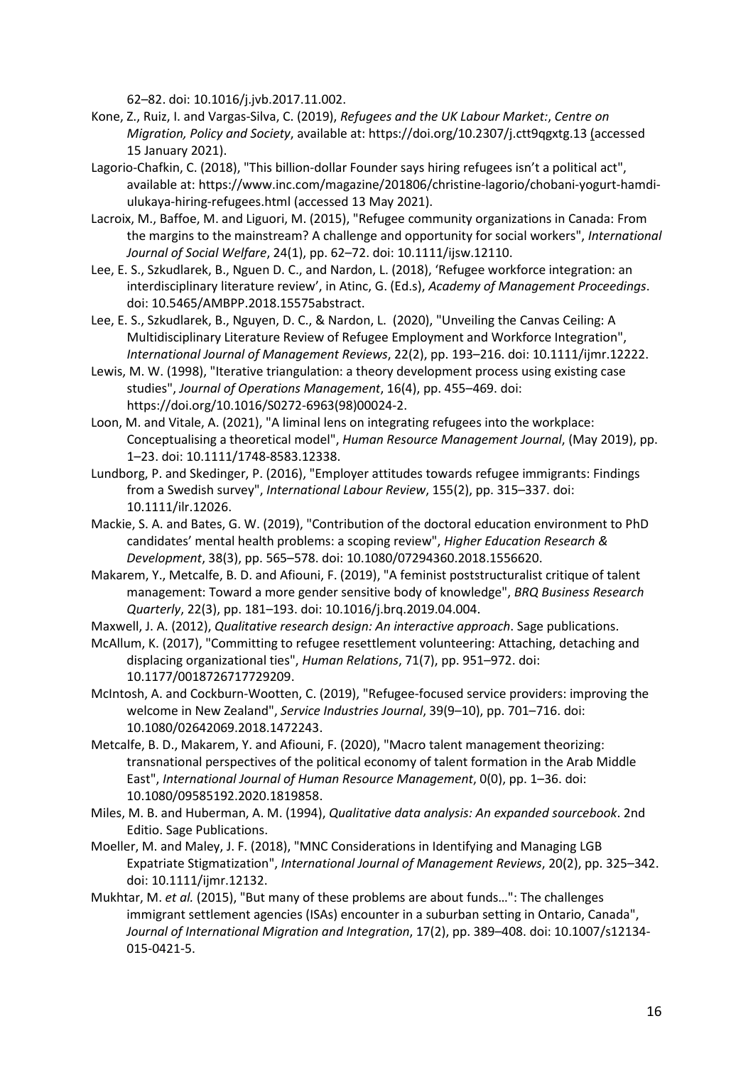62–82. doi: 10.1016/j.jvb.2017.11.002.

Kone, Z., Ruiz, I. and Vargas-Silva, C. (2019), *Refugees and the UK Labour Market:*, *Centre on Migration, Policy and Society*, available at: https://doi.org/10.2307/j.ctt9qgxtg.13 (accessed 15 January 2021).

Lagorio-Chafkin, C. (2018), "This billion-dollar Founder says hiring refugees isn't a political act", available at: https://www.inc.com/magazine/201806/christine-lagorio/chobani-yogurt-hamdi-ulukaya-hiring-refugees.html (accessed 13 May 2021).

Lacroix, M., Baffoe, M. and Liguori, M. (2015), "Refugee community organizations in Canada: From the margins to the mainstream? A challenge and opportunity for social workers", *International Journal of Social Welfare*, 24(1), pp. 62–72. doi: 10.1111/ijsw.12110.

Lee, E. S., Szkudlarek, B., Nguen D. C., and Nardon, L. (2018), 'Refugee workforce integration: an interdisciplinary literature review', in Atinc, G. (Ed.s), *Academy of Management Proceedings*. doi: 10.5465/AMBPP.2018.15575abstract.

Lee, E. S., Szkudlarek, B., Nguyen, D. C., & Nardon, L. (2020), "Unveiling the Canvas Ceiling: A Multidisciplinary Literature Review of Refugee Employment and Workforce Integration", *International Journal of Management Reviews*, 22(2), pp. 193–216. doi: 10.1111/ijmr.12222.

Lewis, M. W. (1998), "Iterative triangulation: a theory development process using existing case studies", *Journal of Operations Management*, 16(4), pp. 455–469. doi: https://doi.org/10.1016/S0272-6963(98)00024-2.

Loon, M. and Vitale, A. (2021), "A liminal lens on integrating refugees into the workplace: Conceptualising a theoretical model", *Human Resource Management Journal*, (May 2019), pp. 1–23. doi: 10.1111/1748-8583.12338.

Lundborg, P. and Skedinger, P. (2016), "Employer attitudes towards refugee immigrants: Findings from a Swedish survey", *International Labour Review*, 155(2), pp. 315–337. doi: 10.1111/ilr.12026.

Mackie, S. A. and Bates, G. W. (2019), "Contribution of the doctoral education environment to PhD candidates' mental health problems: a scoping review", *Higher Education Research & Development*, 38(3), pp. 565–578. doi: 10.1080/07294360.2018.1556620.

Makarem, Y., Metcalfe, B. D. and Afiouni, F. (2019), "A feminist poststructuralist critique of talent management: Toward a more gender sensitive body of knowledge", *BRQ Business Research Quarterly*, 22(3), pp. 181–193. doi: 10.1016/j.brq.2019.04.004.

Maxwell, J. A. (2012), *Qualitative research design: An interactive approach*. Sage publications.

McAllum, K. (2017), "Committing to refugee resettlement volunteering: Attaching, detaching and displacing organizational ties", *Human Relations*, 71(7), pp. 951–972. doi: 10.1177/0018726717729209.

McIntosh, A. and Cockburn-Wootten, C. (2019), "Refugee-focused service providers: improving the welcome in New Zealand", *Service Industries Journal*, 39(9–10), pp. 701–716. doi: 10.1080/02642069.2018.1472243.

Metcalfe, B. D., Makarem, Y. and Afiouni, F. (2020), "Macro talent management theorizing: transnational perspectives of the political economy of talent formation in the Arab Middle East", *International Journal of Human Resource Management*, 0(0), pp. 1–36. doi: 10.1080/09585192.2020.1819858.

Miles, M. B. and Huberman, A. M. (1994), *Qualitative data analysis: An expanded sourcebook*. 2nd Editio. Sage Publications.

Moeller, M. and Maley, J. F. (2018), "MNC Considerations in Identifying and Managing LGB Expatriate Stigmatization", *International Journal of Management Reviews*, 20(2), pp. 325–342. doi: 10.1111/ijmr.12132.

Mukhtar, M. *et al.* (2015), "But many of these problems are about funds…": The challenges immigrant settlement agencies (ISAs) encounter in a suburban setting in Ontario, Canada", *Journal of International Migration and Integration*, 17(2), pp. 389–408. doi: 10.1007/s12134-015-0421-5.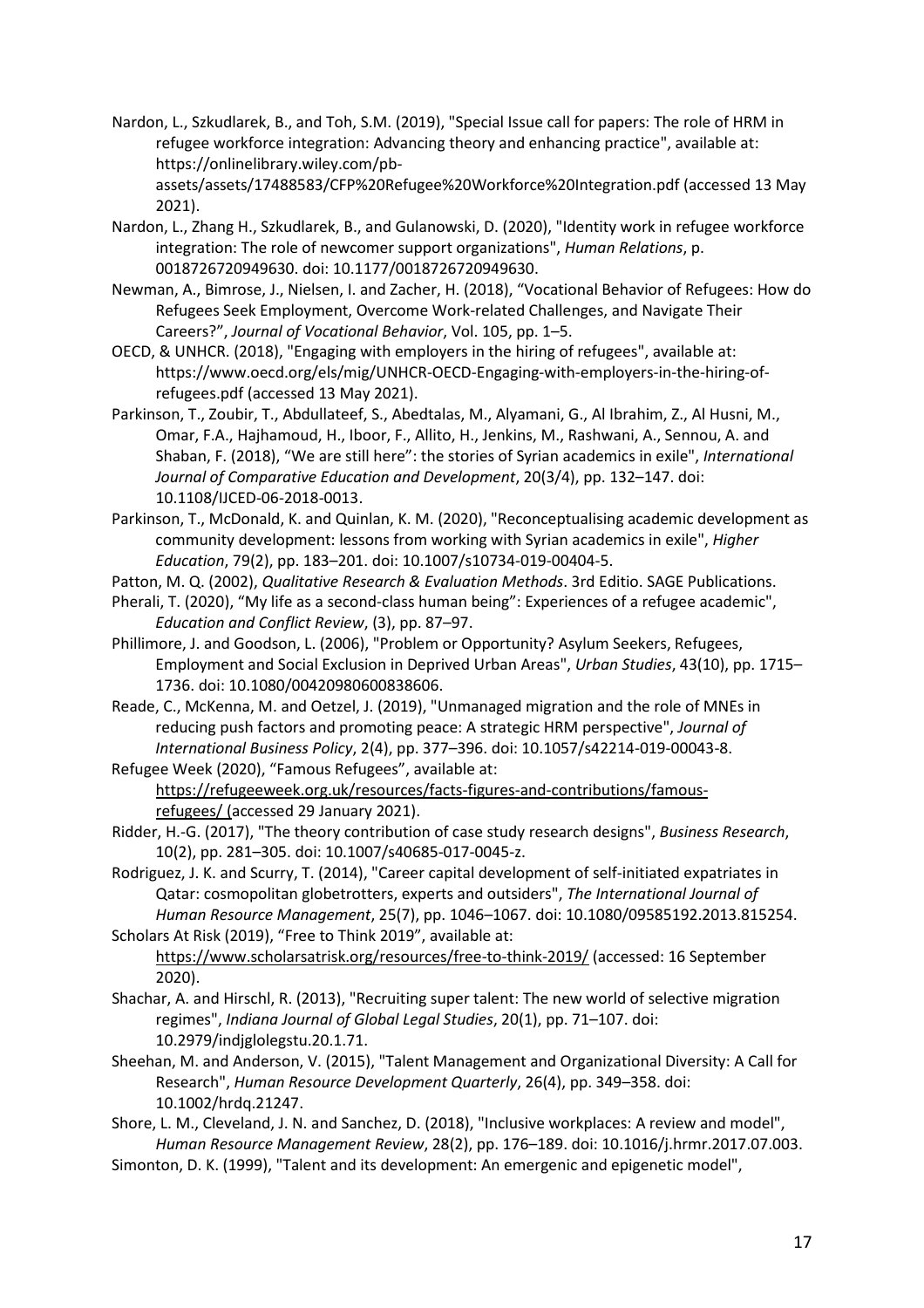Nardon, L., Szkudlarek, B., and Toh, S.M. (2019), "Special Issue call for papers: The role of HRM in refugee workforce integration: Advancing theory and enhancing practice", available at: https://onlinelibrary.wiley.com/pb-assets/assets/17488583/CFP%20Refugee%20Workforce%20Integration.pdf (accessed 13 May 2021).

Nardon, L., Zhang H., Szkudlarek, B., and Gulanowski, D. (2020), "Identity work in refugee workforce integration: The role of newcomer support organizations", *Human Relations*, p. 0018726720949630. doi: 10.1177/0018726720949630.

Newman, A., Bimrose, J., Nielsen, I. and Zacher, H. (2018), "Vocational Behavior of Refugees: How do Refugees Seek Employment, Overcome Work-related Challenges, and Navigate Their Careers?", *Journal of Vocational Behavior*, Vol. 105, pp. 1–5.

OECD, & UNHCR. (2018), "Engaging with employers in the hiring of refugees", available at: https://www.oecd.org/els/mig/UNHCR-OECD-Engaging-with-employers-in-the-hiring-of-refugees.pdf (accessed 13 May 2021).

Parkinson, T., Zoubir, T., Abdullateef, S., Abedtalas, M., Alyamani, G., Al Ibrahim, Z., Al Husni, M., Omar, F.A., Hajhamoud, H., Iboor, F., Allito, H., Jenkins, M., Rashwani, A., Sennou, A. and Shaban, F. (2018), "We are still here": the stories of Syrian academics in exile", *International Journal of Comparative Education and Development*, 20(3/4), pp. 132–147. doi: 10.1108/IJCED-06-2018-0013.

Parkinson, T., McDonald, K. and Quinlan, K. M. (2020), "Reconceptualising academic development as community development: lessons from working with Syrian academics in exile", *Higher Education*, 79(2), pp. 183–201. doi: 10.1007/s10734-019-00404-5.

Patton, M. Q. (2002), *Qualitative Research & Evaluation Methods*. 3rd Editio. SAGE Publications.

Pherali, T. (2020), "My life as a second-class human being": Experiences of a refugee academic", *Education and Conflict Review*, (3), pp. 87–97.

Phillimore, J. and Goodson, L. (2006), "Problem or Opportunity? Asylum Seekers, Refugees, Employment and Social Exclusion in Deprived Urban Areas", *Urban Studies*, 43(10), pp. 1715–1736. doi: 10.1080/00420980600838606.

Reade, C., McKenna, M. and Oetzel, J. (2019), "Unmanaged migration and the role of MNEs in reducing push factors and promoting peace: A strategic HRM perspective", *Journal of International Business Policy*, 2(4), pp. 377–396. doi: 10.1057/s42214-019-00043-8.

Refugee Week (2020), "Famous Refugees", available at: https://refugeeweek.org.uk/resources/facts-figures-and-contributions/famous-refugees/ (accessed 29 January 2021).

Ridder, H.-G. (2017), "The theory contribution of case study research designs", *Business Research*, 10(2), pp. 281–305. doi: 10.1007/s40685-017-0045-z.

Rodriguez, J. K. and Scurry, T. (2014), "Career capital development of self-initiated expatriates in Qatar: cosmopolitan globetrotters, experts and outsiders", *The International Journal of Human Resource Management*, 25(7), pp. 1046–1067. doi: 10.1080/09585192.2013.815254.

Scholars At Risk (2019), "Free to Think 2019", available at: https://www.scholarsatrisk.org/resources/free-to-think-2019/ (accessed: 16 September 2020).

Shachar, A. and Hirschl, R. (2013), "Recruiting super talent: The new world of selective migration regimes", *Indiana Journal of Global Legal Studies*, 20(1), pp. 71–107. doi: 10.2979/indjglolegstu.20.1.71.

Sheehan, M. and Anderson, V. (2015), "Talent Management and Organizational Diversity: A Call for Research", *Human Resource Development Quarterly*, 26(4), pp. 349–358. doi: 10.1002/hrdq.21247.

Shore, L. M., Cleveland, J. N. and Sanchez, D. (2018), "Inclusive workplaces: A review and model", *Human Resource Management Review*, 28(2), pp. 176–189. doi: 10.1016/j.hrmr.2017.07.003.

Simonton, D. K. (1999), "Talent and its development: An emergenic and epigenetic model",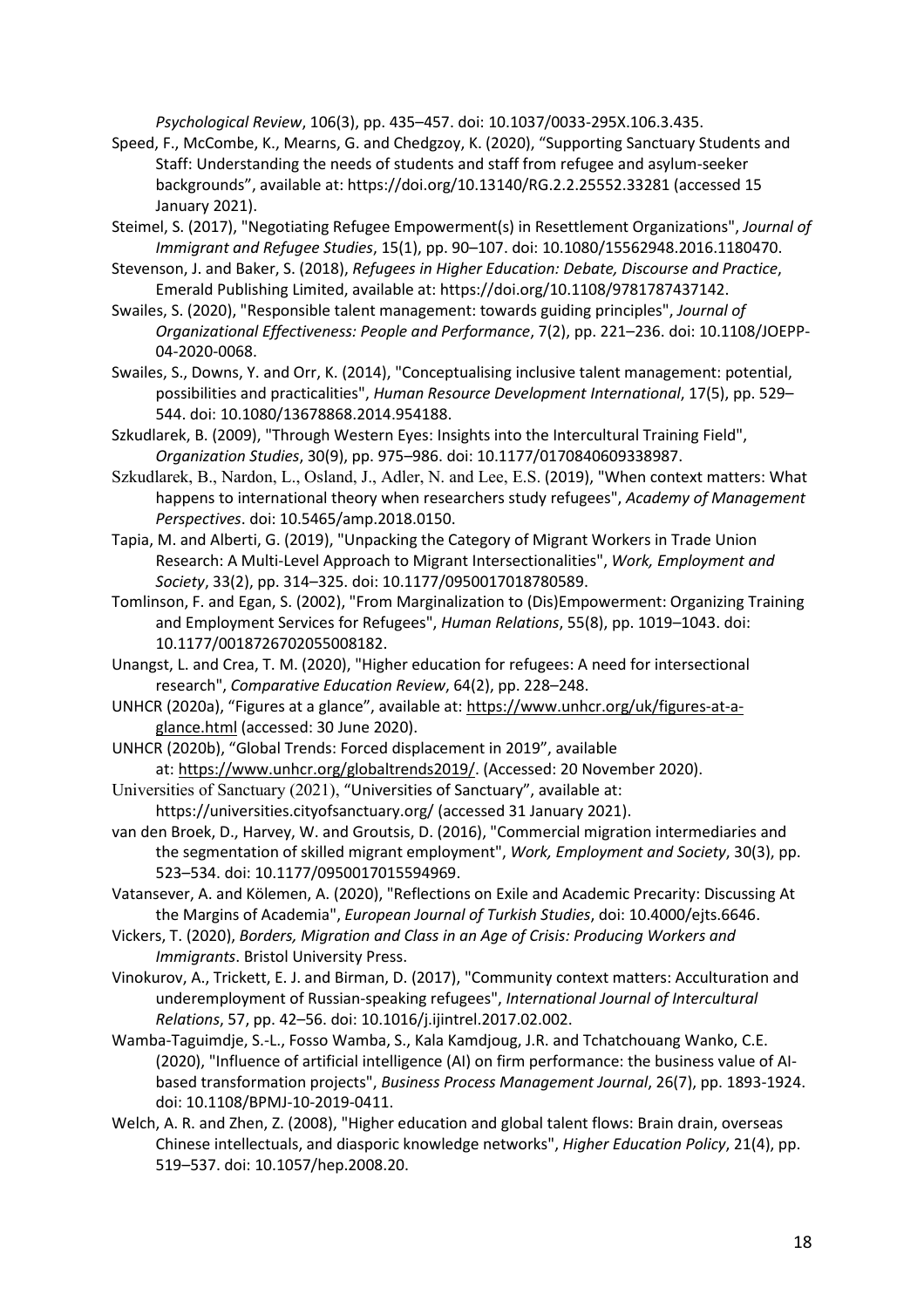*Psychological Review*, 106(3), pp. 435–457. doi: 10.1037/0033-295X.106.3.435.

Speed, F., McCombe, K., Mearns, G. and Chedgzoy, K. (2020), "Supporting Sanctuary Students and Staff: Understanding the needs of students and staff from refugee and asylum-seeker backgrounds", available at: https://doi.org/10.13140/RG.2.2.25552.33281 (accessed 15 January 2021).

Steimel, S. (2017), "Negotiating Refugee Empowerment(s) in Resettlement Organizations", *Journal of Immigrant and Refugee Studies*, 15(1), pp. 90–107. doi: 10.1080/15562948.2016.1180470.

Stevenson, J. and Baker, S. (2018), *Refugees in Higher Education: Debate, Discourse and Practice*, Emerald Publishing Limited, available at: https://doi.org/10.1108/9781787437142.

Swailes, S. (2020), "Responsible talent management: towards guiding principles", *Journal of Organizational Effectiveness: People and Performance*, 7(2), pp. 221–236. doi: 10.1108/JOEPP-04-2020-0068.

Swailes, S., Downs, Y. and Orr, K. (2014), "Conceptualising inclusive talent management: potential, possibilities and practicalities", *Human Resource Development International*, 17(5), pp. 529–544. doi: 10.1080/13678868.2014.954188.

Szkudlarek, B. (2009), "Through Western Eyes: Insights into the Intercultural Training Field", *Organization Studies*, 30(9), pp. 975–986. doi: 10.1177/0170840609338987.

Szkudlarek, B., Nardon, L., Osland, J., Adler, N. and Lee, E.S. (2019), "When context matters: What happens to international theory when researchers study refugees", *Academy of Management Perspectives*. doi: 10.5465/amp.2018.0150.

Tapia, M. and Alberti, G. (2019), "Unpacking the Category of Migrant Workers in Trade Union Research: A Multi-Level Approach to Migrant Intersectionalities", *Work, Employment and Society*, 33(2), pp. 314–325. doi: 10.1177/0950017018780589.

Tomlinson, F. and Egan, S. (2002), "From Marginalization to (Dis)Empowerment: Organizing Training and Employment Services for Refugees", *Human Relations*, 55(8), pp. 1019–1043. doi: 10.1177/0018726702055008182.

Unangst, L. and Crea, T. M. (2020), "Higher education for refugees: A need for intersectional research", *Comparative Education Review*, 64(2), pp. 228–248.

UNHCR (2020a), "Figures at a glance", available at: https://www.unhcr.org/uk/figures-at-a-glance.html (accessed: 30 June 2020).

UNHCR (2020b), "Global Trends: Forced displacement in 2019", available at: https://www.unhcr.org/globaltrends2019/. (Accessed: 20 November 2020).

Universities of Sanctuary (2021), "Universities of Sanctuary", available at: https://universities.cityofsanctuary.org/ (accessed 31 January 2021).

van den Broek, D., Harvey, W. and Groutsis, D. (2016), "Commercial migration intermediaries and the segmentation of skilled migrant employment", *Work, Employment and Society*, 30(3), pp. 523–534. doi: 10.1177/0950017015594969.

Vatansever, A. and Kölemen, A. (2020), "Reflections on Exile and Academic Precarity: Discussing At the Margins of Academia", *European Journal of Turkish Studies*, doi: 10.4000/ejts.6646.

Vickers, T. (2020), *Borders, Migration and Class in an Age of Crisis: Producing Workers and Immigrants*. Bristol University Press.

Vinokurov, A., Trickett, E. J. and Birman, D. (2017), "Community context matters: Acculturation and underemployment of Russian-speaking refugees", *International Journal of Intercultural Relations*, 57, pp. 42–56. doi: 10.1016/j.ijintrel.2017.02.002.

Wamba-Taguimdje, S.-L., Fosso Wamba, S., Kala Kamdjoug, J.R. and Tchatchouang Wanko, C.E. (2020), "Influence of artificial intelligence (AI) on firm performance: the business value of AI-based transformation projects", *Business Process Management Journal*, 26(7), pp. 1893-1924. doi: 10.1108/BPMJ-10-2019-0411.

Welch, A. R. and Zhen, Z. (2008), "Higher education and global talent flows: Brain drain, overseas Chinese intellectuals, and diasporic knowledge networks", *Higher Education Policy*, 21(4), pp. 519–537. doi: 10.1057/hep.2008.20.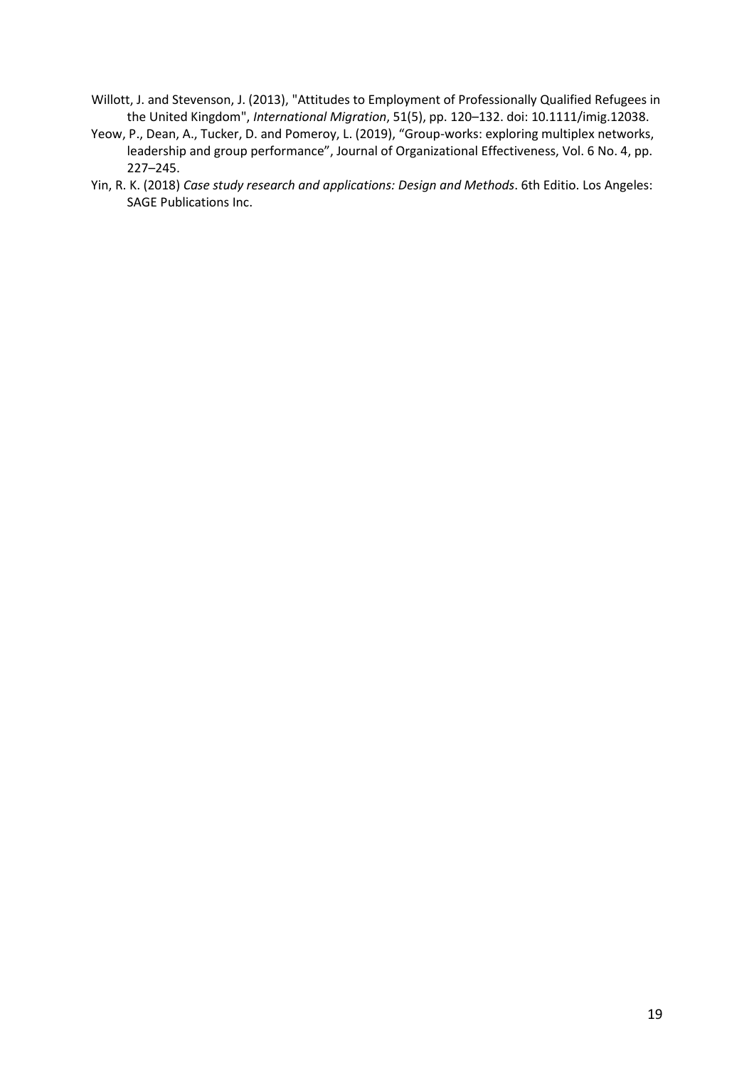Willott, J. and Stevenson, J. (2013), "Attitudes to Employment of Professionally Qualified Refugees in the United Kingdom", *International Migration*, 51(5), pp. 120–132. doi: 10.1111/imig.12038.

Yeow, P., Dean, A., Tucker, D. and Pomeroy, L. (2019), "Group-works: exploring multiplex networks, leadership and group performance", Journal of Organizational Effectiveness, Vol. 6 No. 4, pp. 227–245.

Yin, R. K. (2018) *Case study research and applications: Design and Methods*. 6th Editio. Los Angeles: SAGE Publications Inc.